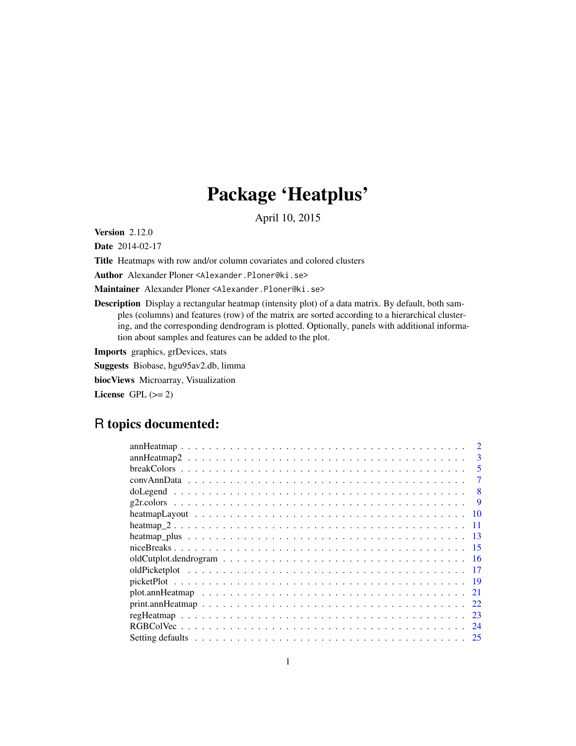# Package 'Heatplus'

April 10, 2015

**Version** 2.12.0

**Date** 2014-02-17

**Title** Heatmaps with row and/or column covariates and colored clusters

**Author** Alexander Ploner <Alexander.Ploner@ki.se>

**Maintainer** Alexander Ploner <Alexander.Ploner@ki.se>

**Description** Display a rectangular heatmap (intensity plot) of a data matrix. By default, both samples (columns) and features (row) of the matrix are sorted according to a hierarchical clustering, and the corresponding dendrogram is plotted. Optionally, panels with additional information about samples and features can be added to the plot.

**Imports** graphics, grDevices, stats

**Suggests** Biobase, hgu95av2.db, limma

**biocViews** Microarray, Visualization

**License** GPL (>= 2)

## R topics documented:

| | |
|---|---|
| annHeatmap | 2 |
| annHeatmap2 | 3 |
| breakColors | 5 |
| convAnnData | 7 |
| doLegend | 8 |
| g2r.colors | 9 |
| heatmapLayout | 10 |
| heatmap_2 | 11 |
| heatmap_plus | 13 |
| niceBreaks | 15 |
| oldCutplot.dendrogram | 16 |
| oldPicketplot | 17 |
| picketPlot | 19 |
| plot.annHeatmap | 21 |
| print.annHeatmap | 22 |
| regHeatmap | 23 |
| RGBColVec | 24 |
| Setting defaults | 25 |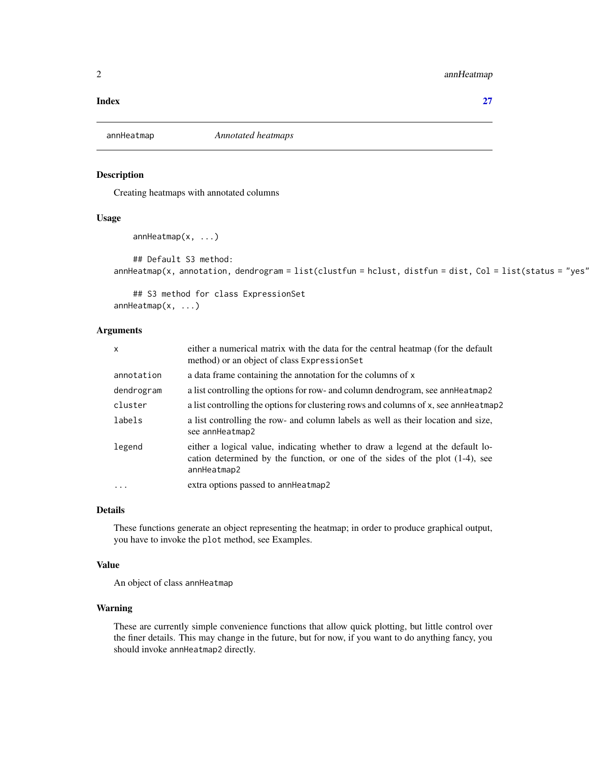**Index** **27**

---

`annHeatmap` *Annotated heatmaps*

---

### Description

Creating heatmaps with annotated columns

### Usage

```
annHeatmap(x, ...)

## Default S3 method:
annHeatmap(x, annotation, dendrogram = list(clustfun = hclust, distfun = dist, Col = list(status = "yes"

## S3 method for class ExpressionSet
annHeatmap(x, ...)
```

### Arguments

| | |
|---|---|
| `x` | either a numerical matrix with the data for the central heatmap (for the default method) or an object of class `ExpressionSet` |
| `annotation` | a data frame containing the annotation for the columns of `x` |
| `dendrogram` | a list controlling the options for row- and column dendrogram, see `annHeatmap2` |
| `cluster` | a list controlling the options for clustering rows and columns of `x`, see `annHeatmap2` |
| `labels` | a list controlling the row- and column labels as well as their location and size, see `annHeatmap2` |
| `legend` | either a logical value, indicating whether to draw a legend at the default location determined by the function, or one of the sides of the plot (1-4), see `annHeatmap2` |
| `...` | extra options passed to `annHeatmap2` |

### Details

These functions generate an object representing the heatmap; in order to produce graphical output, you have to invoke the `plot` method, see Examples.

### Value

An object of class `annHeatmap`

### Warning

These are currently simple convenience functions that allow quick plotting, but little control over the finer details. This may change in the future, but for now, if you want to do anything fancy, you should invoke `annHeatmap2` directly.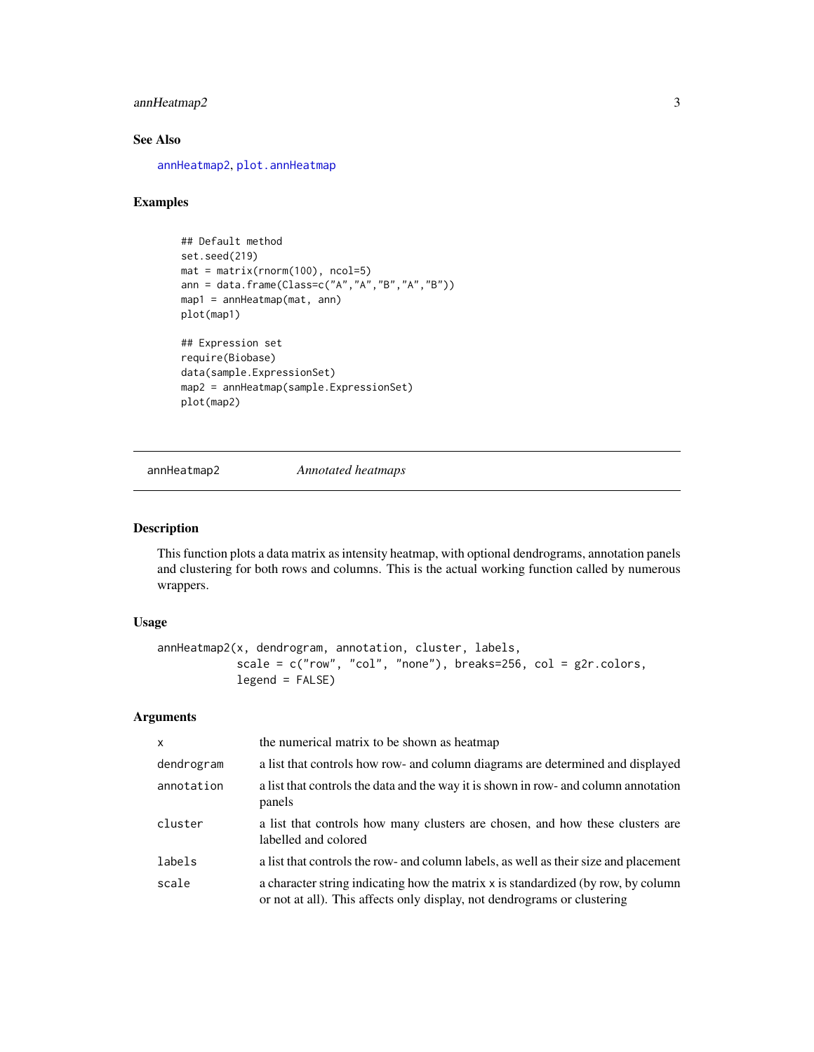### See Also

annHeatmap2, plot.annHeatmap

### Examples

```
## Default method
set.seed(219)
mat = matrix(rnorm(100), ncol=5)
ann = data.frame(Class=c("A","A","B","A","B"))
map1 = annHeatmap(mat, ann)
plot(map1)

## Expression set
require(Biobase)
data(sample.ExpressionSet)
map2 = annHeatmap(sample.ExpressionSet)
plot(map2)
```

---

## annHeatmap2 — *Annotated heatmaps*

---

### Description

This function plots a data matrix as intensity heatmap, with optional dendrograms, annotation panels and clustering for both rows and columns. This is the actual working function called by numerous wrappers.

### Usage

```
annHeatmap2(x, dendrogram, annotation, cluster, labels,
            scale = c("row", "col", "none"), breaks=256, col = g2r.colors,
            legend = FALSE)
```

### Arguments

| | |
|---|---|
| `x` | the numerical matrix to be shown as heatmap |
| `dendrogram` | a list that controls how row- and column diagrams are determined and displayed |
| `annotation` | a list that controls the data and the way it is shown in row- and column annotation panels |
| `cluster` | a list that controls how many clusters are chosen, and how these clusters are labelled and colored |
| `labels` | a list that controls the row- and column labels, as well as their size and placement |
| `scale` | a character string indicating how the matrix `x` is standardized (by row, by column or not at all). This affects only display, not dendrograms or clustering |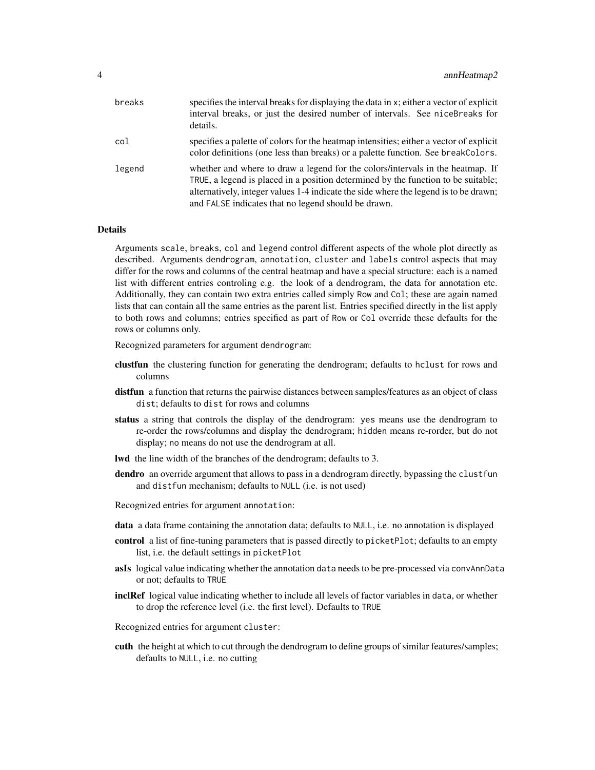| | |
|---|---|
| `breaks` | specifies the interval breaks for displaying the data in `x`; either a vector of explicit interval breaks, or just the desired number of intervals. See `niceBreaks` for details. |
| `col` | specifies a palette of colors for the heatmap intensities; either a vector of explicit color definitions (one less than breaks) or a palette function. See `breakColors`. |
| `legend` | whether and where to draw a legend for the colors/intervals in the heatmap. If `TRUE`, a legend is placed in a position determined by the function to be suitable; alternatively, integer values 1-4 indicate the side where the legend is to be drawn; and `FALSE` indicates that no legend should be drawn. |

## Details

Arguments `scale`, `breaks`, `col` and `legend` control different aspects of the whole plot directly as described. Arguments `dendrogram`, `annotation`, `cluster` and `labels` control aspects that may differ for the rows and columns of the central heatmap and have a special structure: each is a named list with different entries controling e.g. the look of a dendrogram, the data for annotation etc. Additionally, they can contain two extra entries called simply `Row` and `Col`; these are again named lists that can contain all the same entries as the parent list. Entries specified directly in the list apply to both rows and columns; entries specified as part of `Row` or `Col` override these defaults for the rows or columns only.

Recognized parameters for argument `dendrogram`:

- **clustfun** the clustering function for generating the dendrogram; defaults to `hclust` for rows and columns
- **distfun** a function that returns the pairwise distances between samples/features as an object of class `dist`; defaults to `dist` for rows and columns
- **status** a string that controls the display of the dendrogram: `yes` means use the dendrogram to re-order the rows/columns and display the dendrogram; `hidden` means re-rorder, but do not display; `no` means do not use the dendrogram at all.
- **lwd** the line width of the branches of the dendrogram; defaults to 3.
- **dendro** an override argument that allows to pass in a dendrogram directly, bypassing the `clustfun` and `distfun` mechanism; defaults to `NULL` (i.e. is not used)

Recognized entries for argument `annotation`:

- **data** a data frame containing the annotation data; defaults to `NULL`, i.e. no annotation is displayed
- **control** a list of fine-tuning parameters that is passed directly to `picketPlot`; defaults to an empty list, i.e. the default settings in `picketPlot`
- **asIs** logical value indicating whether the annotation `data` needs to be pre-processed via `convAnnData` or not; defaults to `TRUE`
- **inclRef** logical value indicating whether to include all levels of factor variables in `data`, or whether to drop the reference level (i.e. the first level). Defaults to `TRUE`

Recognized entries for argument `cluster`:

- **cuth** the height at which to cut through the dendrogram to define groups of similar features/samples; defaults to `NULL`, i.e. no cutting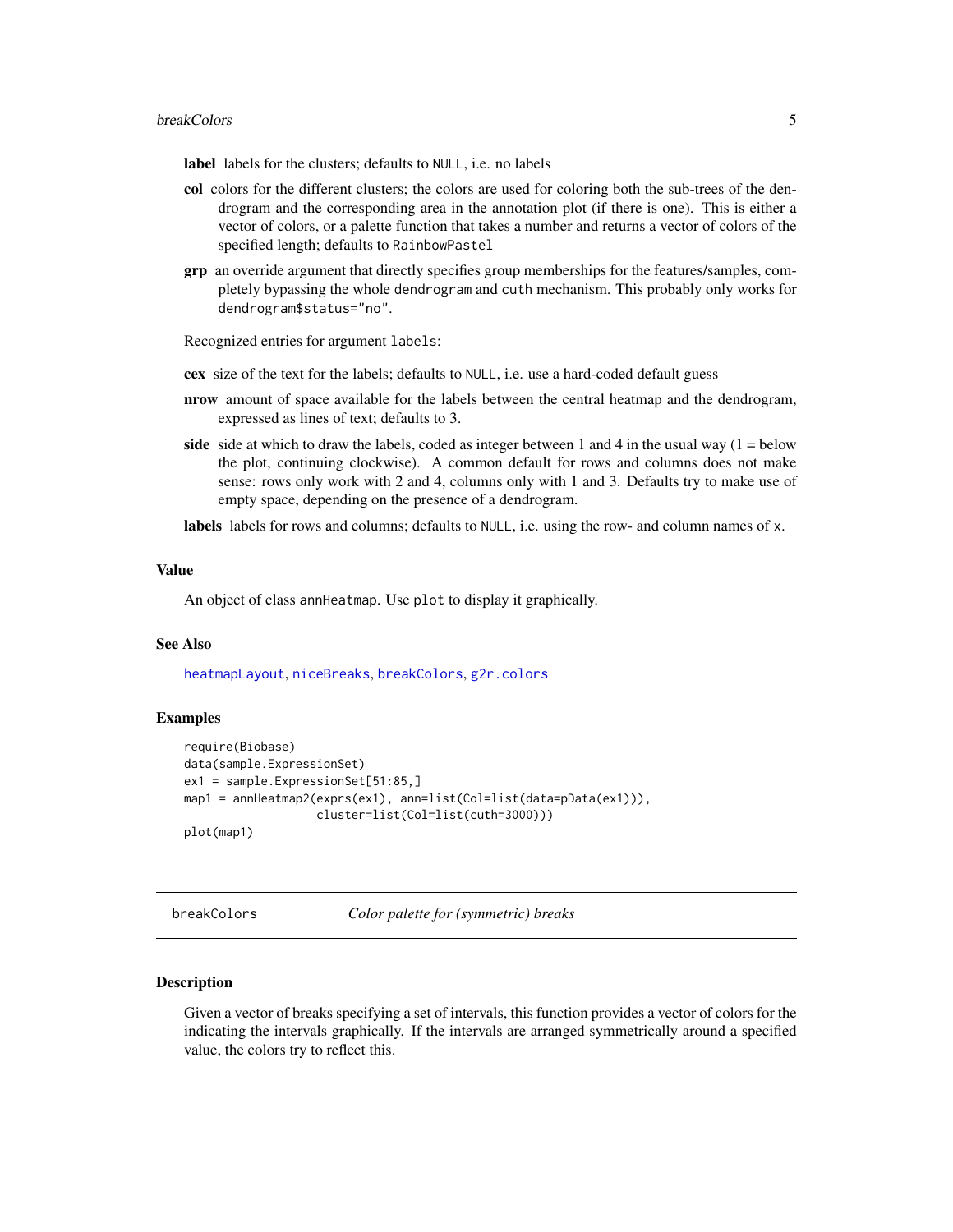**label** labels for the clusters; defaults to `NULL`, i.e. no labels

**col** colors for the different clusters; the colors are used for coloring both the sub-trees of the dendrogram and the corresponding area in the annotation plot (if there is one). This is either a vector of colors, or a palette function that takes a number and returns a vector of colors of the specified length; defaults to `RainbowPastel`

**grp** an override argument that directly specifies group memberships for the features/samples, completely bypassing the whole `dendrogram` and `cuth` mechanism. This probably only works for `dendrogram$status="no"`.

Recognized entries for argument `labels`:

**cex** size of the text for the labels; defaults to `NULL`, i.e. use a hard-coded default guess

**nrow** amount of space available for the labels between the central heatmap and the dendrogram, expressed as lines of text; defaults to 3.

**side** side at which to draw the labels, coded as integer between 1 and 4 in the usual way (1 = below the plot, continuing clockwise). A common default for rows and columns does not make sense: rows only work with 2 and 4, columns only with 1 and 3. Defaults try to make use of empty space, depending on the presence of a dendrogram.

**labels** labels for rows and columns; defaults to `NULL`, i.e. using the row- and column names of `x`.

## Value

An object of class `annHeatmap`. Use `plot` to display it graphically.

## See Also

heatmapLayout, niceBreaks, breakColors, g2r.colors

## Examples

```
require(Biobase)
data(sample.ExpressionSet)
ex1 = sample.ExpressionSet[51:85,]
map1 = annHeatmap2(exprs(ex1), ann=list(Col=list(data=pData(ex1))),
                   cluster=list(Col=list(cuth=3000)))
plot(map1)
```

---

# breakColors *Color palette for (symmetric) breaks*

---

## Description

Given a vector of breaks specifying a set of intervals, this function provides a vector of colors for the indicating the intervals graphically. If the intervals are arranged symmetrically around a specified value, the colors try to reflect this.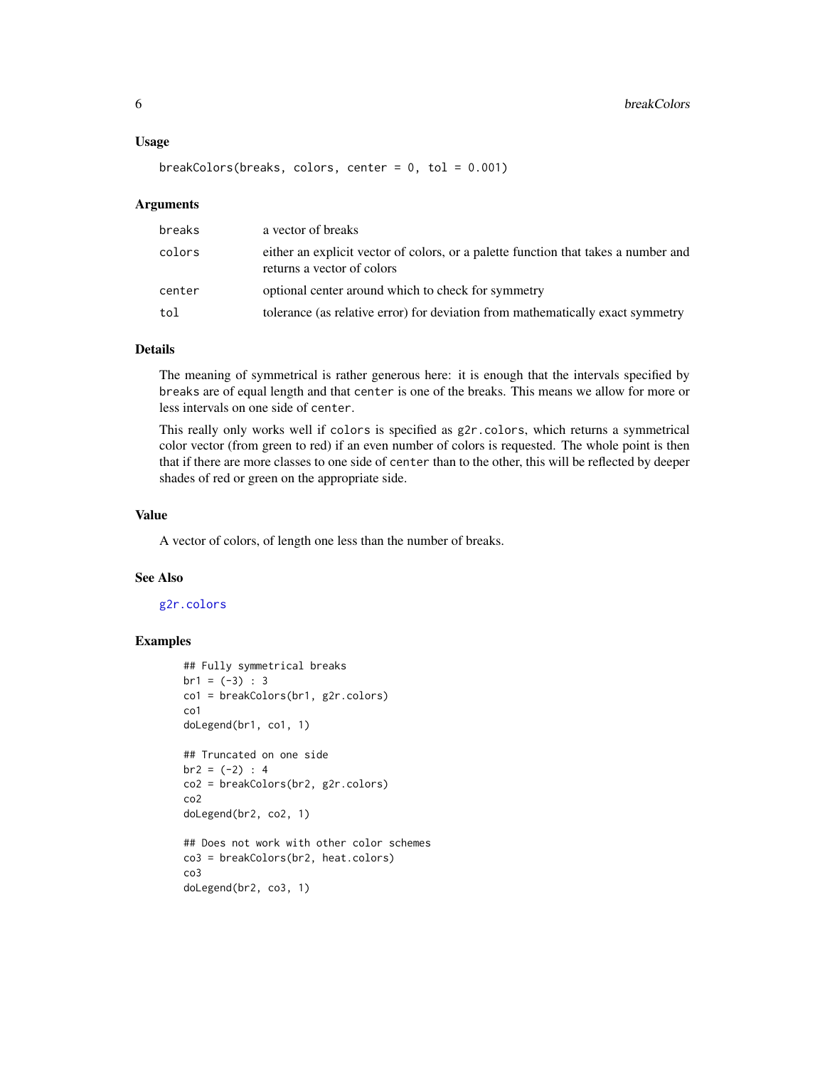### Usage

```
breakColors(breaks, colors, center = 0, tol = 0.001)
```

### Arguments

| | |
|---|---|
| breaks | a vector of breaks |
| colors | either an explicit vector of colors, or a palette function that takes a number and returns a vector of colors |
| center | optional center around which to check for symmetry |
| tol | tolerance (as relative error) for deviation from mathematically exact symmetry |

### Details

The meaning of symmetrical is rather generous here: it is enough that the intervals specified by `breaks` are of equal length and that `center` is one of the breaks. This means we allow for more or less intervals on one side of `center`.

This really only works well if `colors` is specified as `g2r.colors`, which returns a symmetrical color vector (from green to red) if an even number of colors is requested. The whole point is then that if there are more classes to one side of `center` than to the other, this will be reflected by deeper shades of red or green on the appropriate side.

### Value

A vector of colors, of length one less than the number of breaks.

### See Also

`g2r.colors`

### Examples

```
## Fully symmetrical breaks
br1 = (-3) : 3
co1 = breakColors(br1, g2r.colors)
co1
doLegend(br1, co1, 1)

## Truncated on one side
br2 = (-2) : 4
co2 = breakColors(br2, g2r.colors)
co2
doLegend(br2, co2, 1)

## Does not work with other color schemes
co3 = breakColors(br2, heat.colors)
co3
doLegend(br2, co3, 1)
```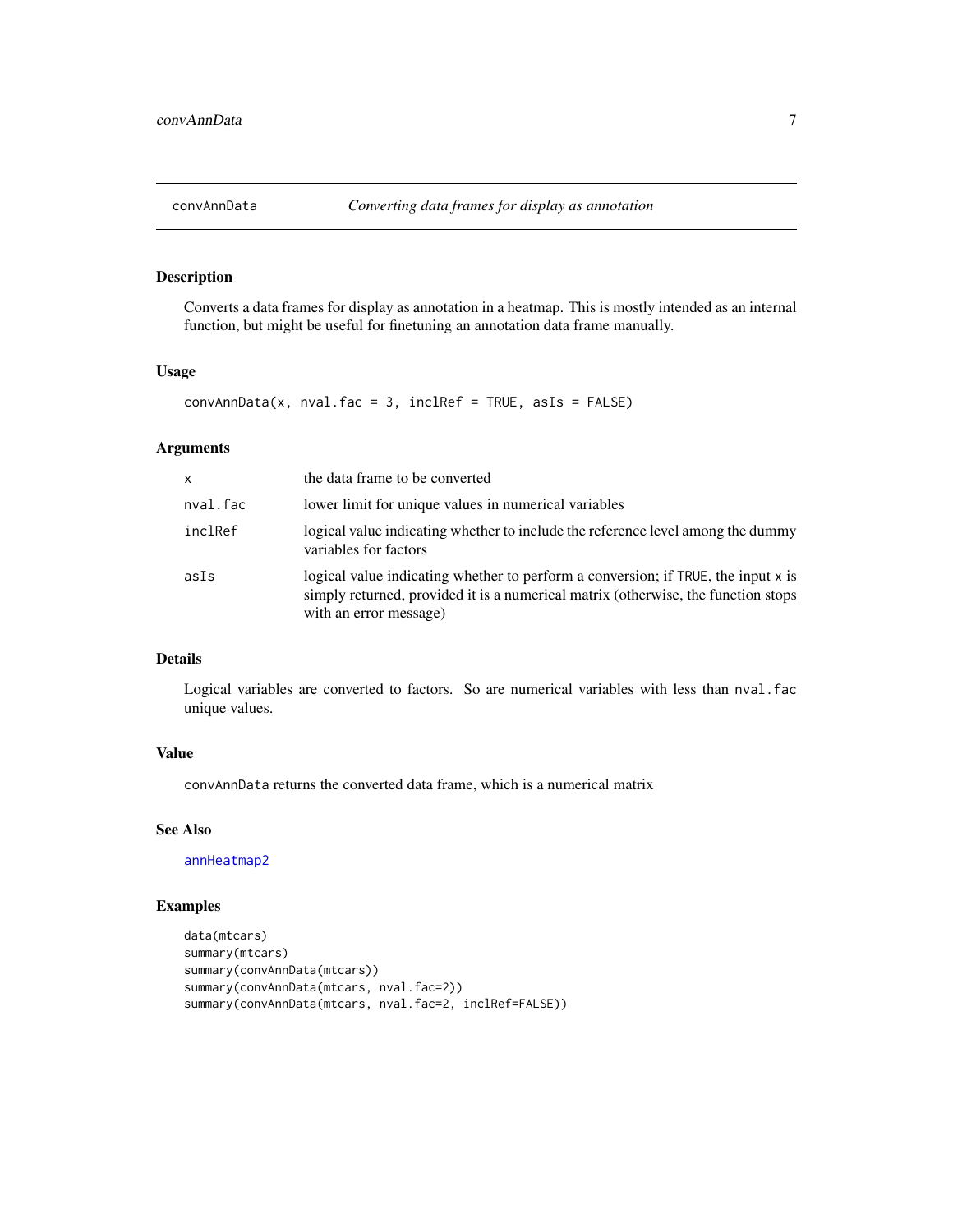## convAnnData — *Converting data frames for display as annotation*

### Description

Converts a data frames for display as annotation in a heatmap. This is mostly intended as an internal function, but might be useful for finetuning an annotation data frame manually.

### Usage

```
convAnnData(x, nval.fac = 3, inclRef = TRUE, asIs = FALSE)
```

### Arguments

| | |
|---|---|
| `x` | the data frame to be converted |
| `nval.fac` | lower limit for unique values in numerical variables |
| `inclRef` | logical value indicating whether to include the reference level among the dummy variables for factors |
| `asIs` | logical value indicating whether to perform a conversion; if `TRUE`, the input `x` is simply returned, provided it is a numerical matrix (otherwise, the function stops with an error message) |

### Details

Logical variables are converted to factors. So are numerical variables with less than `nval.fac` unique values.

### Value

`convAnnData` returns the converted data frame, which is a numerical matrix

### See Also

`annHeatmap2`

### Examples

```
data(mtcars)
summary(mtcars)
summary(convAnnData(mtcars))
summary(convAnnData(mtcars, nval.fac=2))
summary(convAnnData(mtcars, nval.fac=2, inclRef=FALSE))
```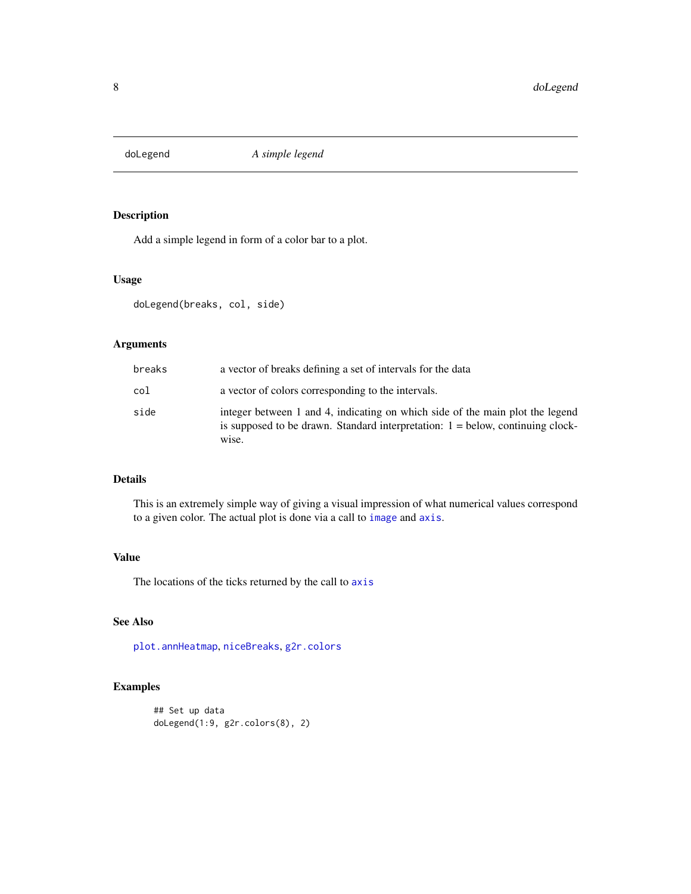# doLegend — *A simple legend*

## Description

Add a simple legend in form of a color bar to a plot.

## Usage

```
doLegend(breaks, col, side)
```

## Arguments

| | |
|---|---|
| breaks | a vector of breaks defining a set of intervals for the data |
| col | a vector of colors corresponding to the intervals. |
| side | integer between 1 and 4, indicating on which side of the main plot the legend is supposed to be drawn. Standard interpretation: 1 = below, continuing clockwise. |

## Details

This is an extremely simple way of giving a visual impression of what numerical values correspond to a given color. The actual plot is done via a call to `image` and `axis`.

## Value

The locations of the ticks returned by the call to `axis`

## See Also

`plot.annHeatmap`, `niceBreaks`, `g2r.colors`

## Examples

```
## Set up data
doLegend(1:9, g2r.colors(8), 2)
```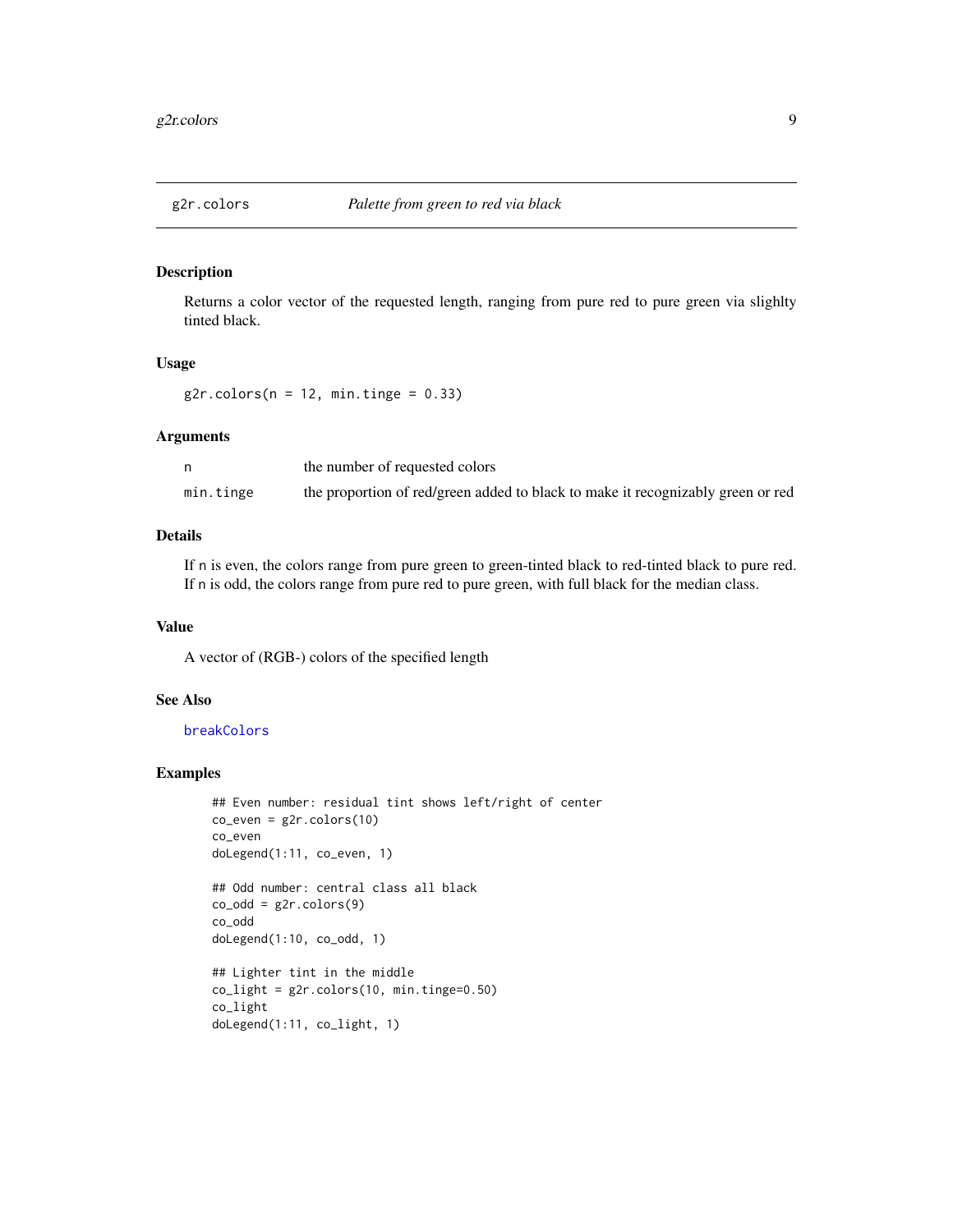# g2r.colors *Palette from green to red via black*

## Description

Returns a color vector of the requested length, ranging from pure red to pure green via slighlty tinted black.

## Usage

```
g2r.colors(n = 12, min.tinge = 0.33)
```

## Arguments

| | |
|---|---|
| n | the number of requested colors |
| min.tinge | the proportion of red/green added to black to make it recognizably green or red |

## Details

If n is even, the colors range from pure green to green-tinted black to red-tinted black to pure red. If n is odd, the colors range from pure red to pure green, with full black for the median class.

## Value

A vector of (RGB-) colors of the specified length

## See Also

breakColors

## Examples

```
## Even number: residual tint shows left/right of center
co_even = g2r.colors(10)
co_even
doLegend(1:11, co_even, 1)

## Odd number: central class all black
co_odd = g2r.colors(9)
co_odd
doLegend(1:10, co_odd, 1)

## Lighter tint in the middle
co_light = g2r.colors(10, min.tinge=0.50)
co_light
doLegend(1:11, co_light, 1)
```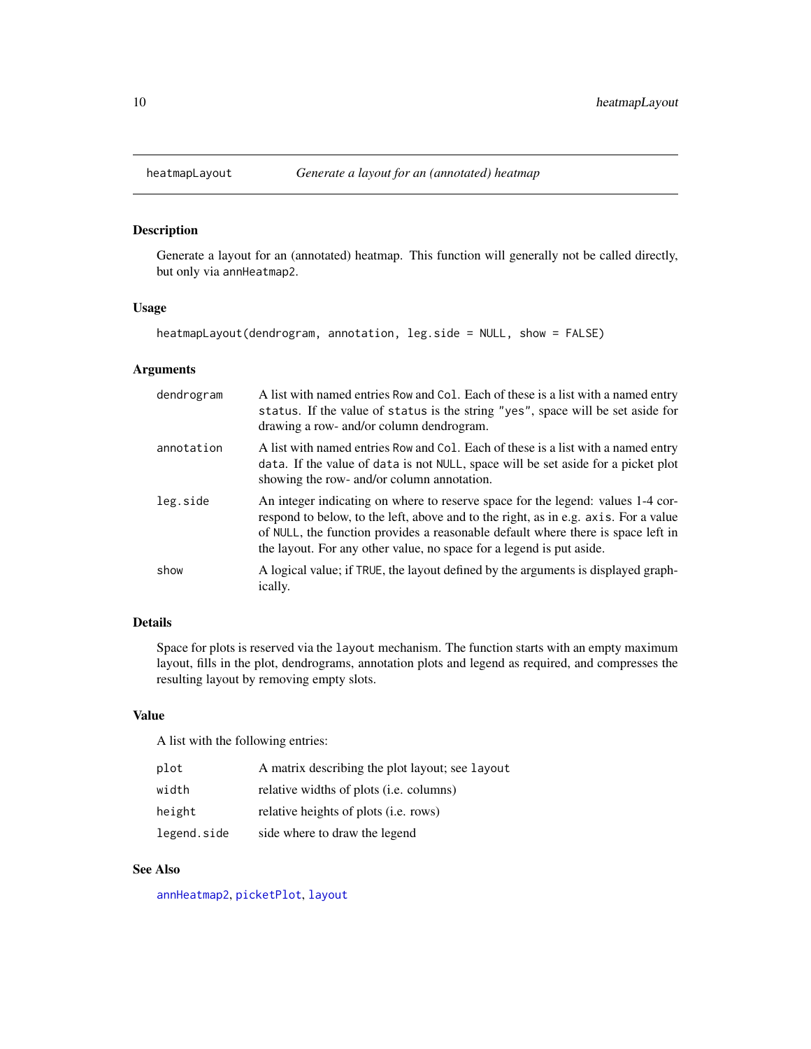## heatmapLayout — *Generate a layout for an (annotated) heatmap*

### Description

Generate a layout for an (annotated) heatmap. This function will generally not be called directly, but only via `annHeatmap2`.

### Usage

```
heatmapLayout(dendrogram, annotation, leg.side = NULL, show = FALSE)
```

### Arguments

| | |
|---|---|
| `dendrogram` | A list with named entries `Row` and `Col`. Each of these is a list with a named entry `status`. If the value of `status` is the string `"yes"`, space will be set aside for drawing a row- and/or column dendrogram. |
| `annotation` | A list with named entries `Row` and `Col`. Each of these is a list with a named entry `data`. If the value of `data` is not `NULL`, space will be set aside for a picket plot showing the row- and/or column annotation. |
| `leg.side` | An integer indicating on where to reserve space for the legend: values 1-4 correspond to below, to the left, above and to the right, as in e.g. `axis`. For a value of `NULL`, the function provides a reasonable default where there is space left in the layout. For any other value, no space for a legend is put aside. |
| `show` | A logical value; if `TRUE`, the layout defined by the arguments is displayed graphically. |

### Details

Space for plots is reserved via the `layout` mechanism. The function starts with an empty maximum layout, fills in the plot, dendrograms, annotation plots and legend as required, and compresses the resulting layout by removing empty slots.

### Value

A list with the following entries:

| | |
|---|---|
| `plot` | A matrix describing the plot layout; see `layout` |
| `width` | relative widths of plots (i.e. columns) |
| `height` | relative heights of plots (i.e. rows) |
| `legend.side` | side where to draw the legend |

### See Also

`annHeatmap2`, `picketPlot`, `layout`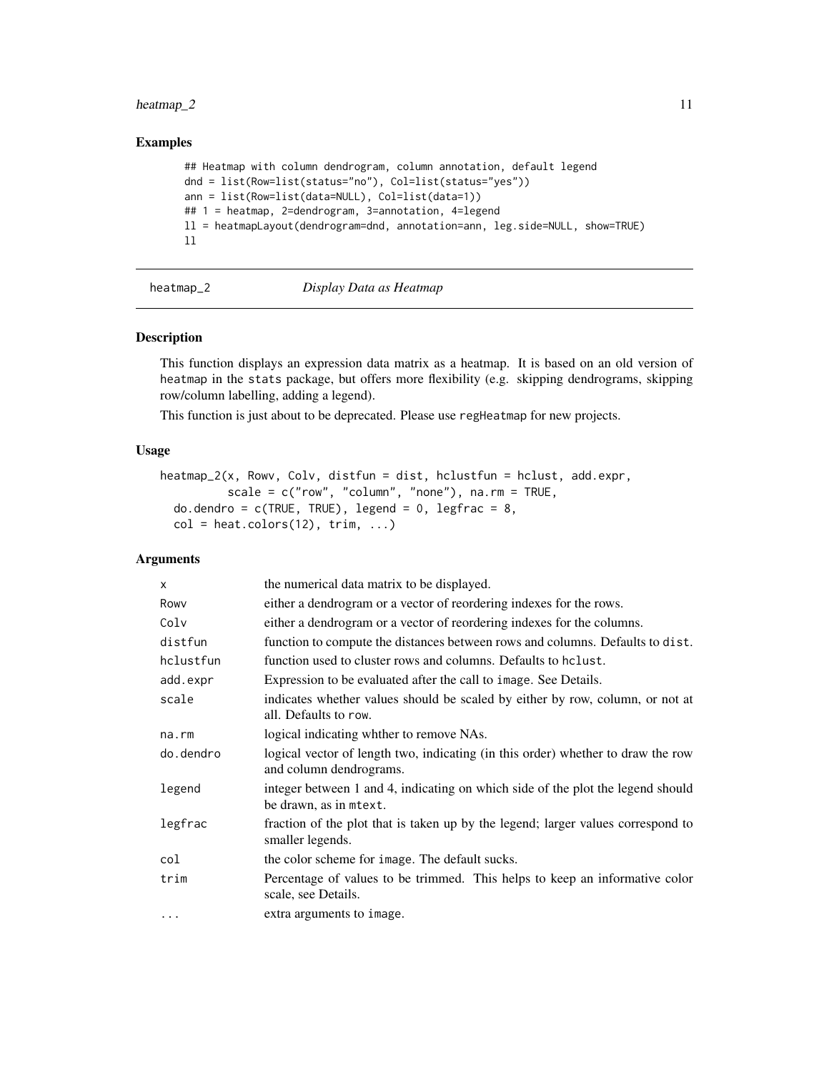## Examples

```
## Heatmap with column dendrogram, column annotation, default legend
dnd = list(Row=list(status="no"), Col=list(status="yes"))
ann = list(Row=list(data=NULL), Col=list(data=1))
## 1 = heatmap, 2=dendrogram, 3=annotation, 4=legend
ll = heatmapLayout(dendrogram=dnd, annotation=ann, leg.side=NULL, show=TRUE)
ll
```

---

# heatmap_2 — *Display Data as Heatmap*

## Description

This function displays an expression data matrix as a heatmap. It is based on an old version of heatmap in the stats package, but offers more flexibility (e.g. skipping dendrograms, skipping row/column labelling, adding a legend).

This function is just about to be deprecated. Please use regHeatmap for new projects.

## Usage

```
heatmap_2(x, Rowv, Colv, distfun = dist, hclustfun = hclust, add.expr,
          scale = c("row", "column", "none"), na.rm = TRUE,
  do.dendro = c(TRUE, TRUE), legend = 0, legfrac = 8,
  col = heat.colors(12), trim, ...)
```

## Arguments

| | |
|---|---|
| x | the numerical data matrix to be displayed. |
| Rowv | either a dendrogram or a vector of reordering indexes for the rows. |
| Colv | either a dendrogram or a vector of reordering indexes for the columns. |
| distfun | function to compute the distances between rows and columns. Defaults to dist. |
| hclustfun | function used to cluster rows and columns. Defaults to hclust. |
| add.expr | Expression to be evaluated after the call to image. See Details. |
| scale | indicates whether values should be scaled by either by row, column, or not at all. Defaults to row. |
| na.rm | logical indicating whther to remove NAs. |
| do.dendro | logical vector of length two, indicating (in this order) whether to draw the row and column dendrograms. |
| legend | integer between 1 and 4, indicating on which side of the plot the legend should be drawn, as in mtext. |
| legfrac | fraction of the plot that is taken up by the legend; larger values correspond to smaller legends. |
| col | the color scheme for image. The default sucks. |
| trim | Percentage of values to be trimmed. This helps to keep an informative color scale, see Details. |
| ... | extra arguments to image. |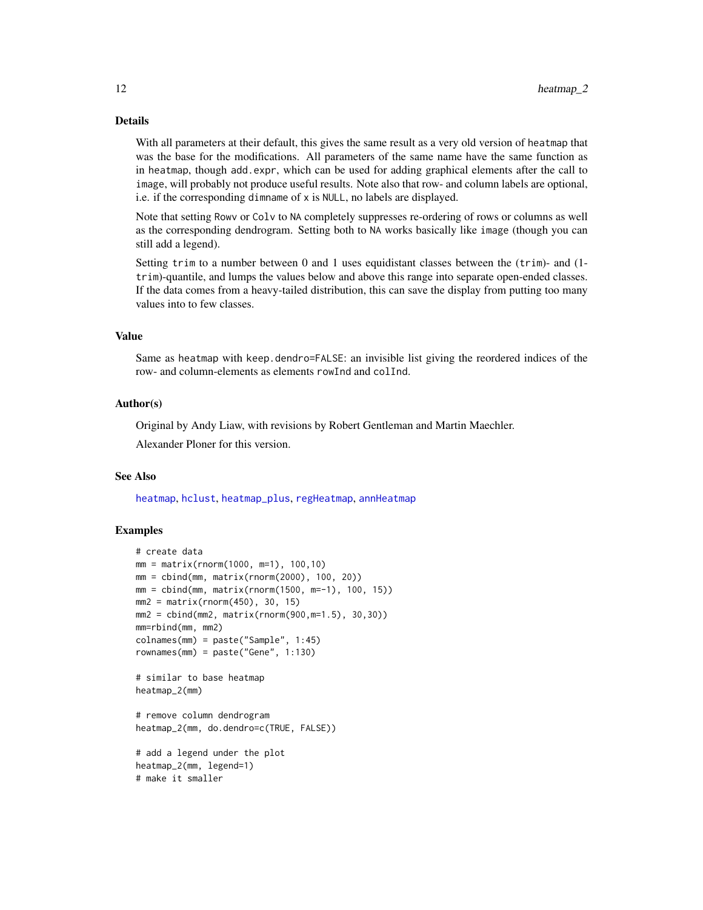## Details

With all parameters at their default, this gives the same result as a very old version of heatmap that was the base for the modifications. All parameters of the same name have the same function as in heatmap, though add.expr, which can be used for adding graphical elements after the call to image, will probably not produce useful results. Note also that row- and column labels are optional, i.e. if the corresponding dimname of x is NULL, no labels are displayed.

Note that setting Rowv or Colv to NA completely suppresses re-ordering of rows or columns as well as the corresponding dendrogram. Setting both to NA works basically like image (though you can still add a legend).

Setting trim to a number between 0 and 1 uses equidistant classes between the (trim)- and (1-trim)-quantile, and lumps the values below and above this range into separate open-ended classes. If the data comes from a heavy-tailed distribution, this can save the display from putting too many values into to few classes.

## Value

Same as heatmap with keep.dendro=FALSE: an invisible list giving the reordered indices of the row- and column-elements as elements rowInd and colInd.

## Author(s)

Original by Andy Liaw, with revisions by Robert Gentleman and Martin Maechler.

Alexander Ploner for this version.

## See Also

heatmap, hclust, heatmap_plus, regHeatmap, annHeatmap

## Examples

```
# create data
mm = matrix(rnorm(1000, m=1), 100,10)
mm = cbind(mm, matrix(rnorm(2000), 100, 20))
mm = cbind(mm, matrix(rnorm(1500, m=-1), 100, 15))
mm2 = matrix(rnorm(450), 30, 15)
mm2 = cbind(mm2, matrix(rnorm(900,m=1.5), 30,30))
mm=rbind(mm, mm2)
colnames(mm) = paste("Sample", 1:45)
rownames(mm) = paste("Gene", 1:130)

# similar to base heatmap
heatmap_2(mm)

# remove column dendrogram
heatmap_2(mm, do.dendro=c(TRUE, FALSE))

# add a legend under the plot
heatmap_2(mm, legend=1)
# make it smaller
```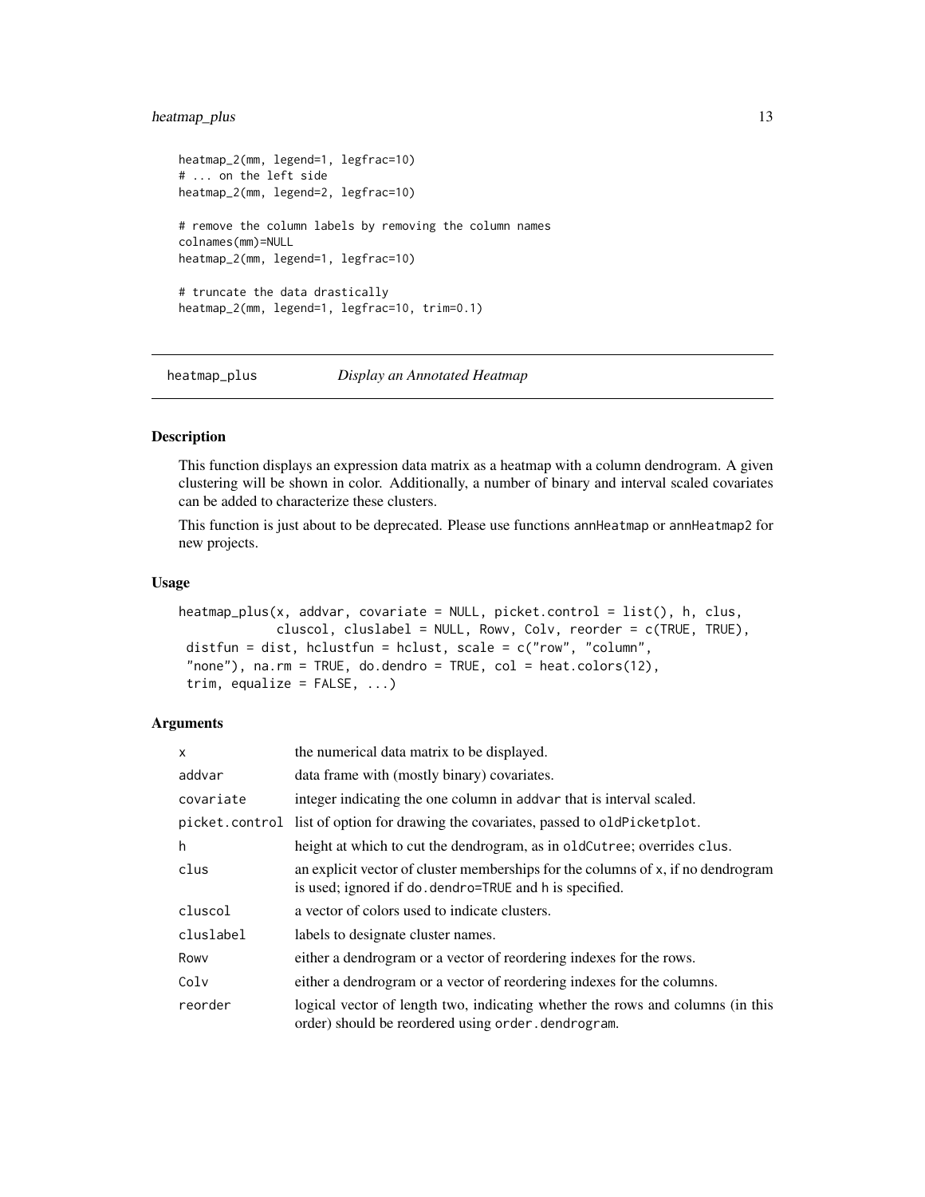```
heatmap_2(mm, legend=1, legfrac=10)
# ... on the left side
heatmap_2(mm, legend=2, legfrac=10)

# remove the column labels by removing the column names
colnames(mm)=NULL
heatmap_2(mm, legend=1, legfrac=10)

# truncate the data drastically
heatmap_2(mm, legend=1, legfrac=10, trim=0.1)
```

---

## heatmap_plus *Display an Annotated Heatmap*

---

### Description

This function displays an expression data matrix as a heatmap with a column dendrogram. A given clustering will be shown in color. Additionally, a number of binary and interval scaled covariates can be added to characterize these clusters.

This function is just about to be deprecated. Please use functions annHeatmap or annHeatmap2 for new projects.

### Usage

```
heatmap_plus(x, addvar, covariate = NULL, picket.control = list(), h, clus,
            cluscol, cluslabel = NULL, Rowv, Colv, reorder = c(TRUE, TRUE),
 distfun = dist, hclustfun = hclust, scale = c("row", "column",
 "none"), na.rm = TRUE, do.dendro = TRUE, col = heat.colors(12),
 trim, equalize = FALSE, ...)
```

### Arguments

| | |
|---|---|
| x | the numerical data matrix to be displayed. |
| addvar | data frame with (mostly binary) covariates. |
| covariate | integer indicating the one column in addvar that is interval scaled. |
| picket.control | list of option for drawing the covariates, passed to oldPicketplot. |
| h | height at which to cut the dendrogram, as in oldCutree; overrides clus. |
| clus | an explicit vector of cluster memberships for the columns of x, if no dendrogram is used; ignored if do.dendro=TRUE and h is specified. |
| cluscol | a vector of colors used to indicate clusters. |
| cluslabel | labels to designate cluster names. |
| Rowv | either a dendrogram or a vector of reordering indexes for the rows. |
| Colv | either a dendrogram or a vector of reordering indexes for the columns. |
| reorder | logical vector of length two, indicating whether the rows and columns (in this order) should be reordered using order.dendrogram. |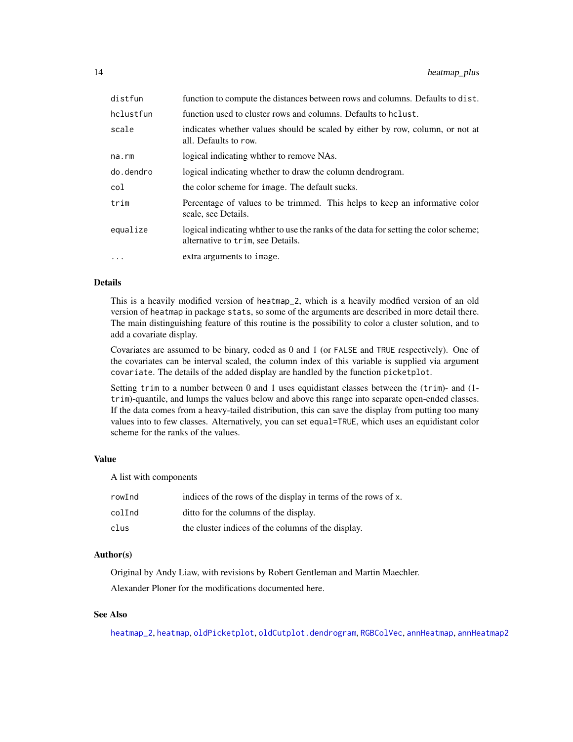| | |
|---|---|
| distfun | function to compute the distances between rows and columns. Defaults to `dist`. |
| hclustfun | function used to cluster rows and columns. Defaults to `hclust`. |
| scale | indicates whether values should be scaled by either by row, column, or not at all. Defaults to `row`. |
| na.rm | logical indicating whther to remove NAs. |
| do.dendro | logical indicating whether to draw the column dendrogram. |
| col | the color scheme for `image`. The default sucks. |
| trim | Percentage of values to be trimmed. This helps to keep an informative color scale, see Details. |
| equalize | logical indicating whther to use the ranks of the data for setting the color scheme; alternative to `trim`, see Details. |
| ... | extra arguments to `image`. |

### Details

This is a heavily modified version of `heatmap_2`, which is a heavily modfied version of an old version of `heatmap` in package `stats`, so some of the arguments are described in more detail there. The main distinguishing feature of this routine is the possibility to color a cluster solution, and to add a covariate display.

Covariates are assumed to be binary, coded as 0 and 1 (or `FALSE` and `TRUE` respectively). One of the covariates can be interval scaled, the column index of this variable is supplied via argument `covariate`. The details of the added display are handled by the function `picketplot`.

Setting `trim` to a number between 0 and 1 uses equidistant classes between the (`trim`)- and (1-`trim`)-quantile, and lumps the values below and above this range into separate open-ended classes. If the data comes from a heavy-tailed distribution, this can save the display from putting too many values into to few classes. Alternatively, you can set `equal=TRUE`, which uses an equidistant color scheme for the ranks of the values.

### Value

A list with components

| | |
|---|---|
| rowInd | indices of the rows of the display in terms of the rows of `x`. |
| colInd | ditto for the columns of the display. |
| clus | the cluster indices of the columns of the display. |

### Author(s)

Original by Andy Liaw, with revisions by Robert Gentleman and Martin Maechler.

Alexander Ploner for the modifications documented here.

### See Also

`heatmap_2`, `heatmap`, `oldPicketplot`, `oldCutplot.dendrogram`, `RGBColVec`, `annHeatmap`, `annHeatmap2`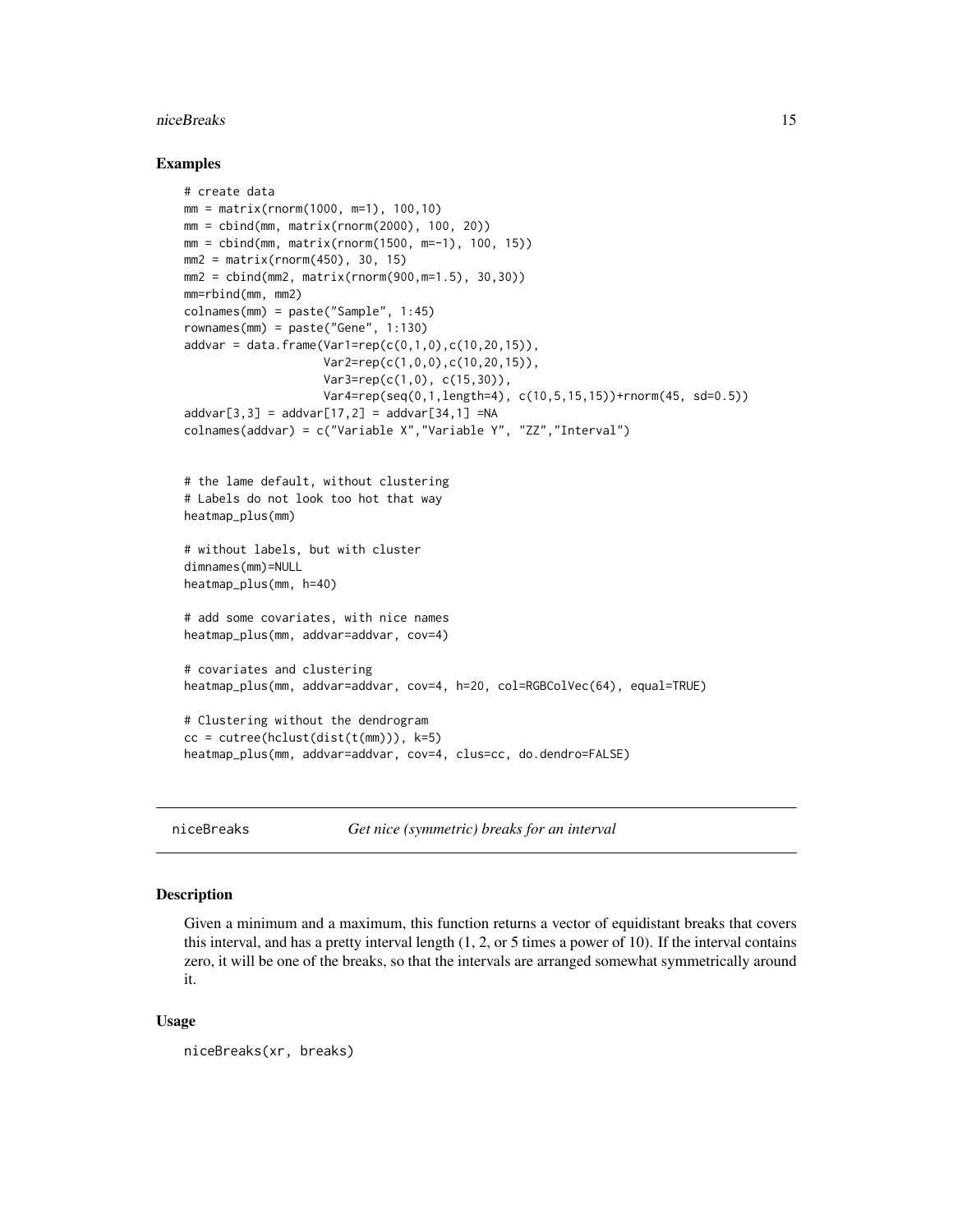### Examples

```
# create data
mm = matrix(rnorm(1000, m=1), 100,10)
mm = cbind(mm, matrix(rnorm(2000), 100, 20))
mm = cbind(mm, matrix(rnorm(1500, m=-1), 100, 15))
mm2 = matrix(rnorm(450), 30, 15)
mm2 = cbind(mm2, matrix(rnorm(900,m=1.5), 30,30))
mm=rbind(mm, mm2)
colnames(mm) = paste("Sample", 1:45)
rownames(mm) = paste("Gene", 1:130)
addvar = data.frame(Var1=rep(c(0,1,0),c(10,20,15)),
                    Var2=rep(c(1,0,0),c(10,20,15)),
                    Var3=rep(c(1,0), c(15,30)),
                    Var4=rep(seq(0,1,length=4), c(10,5,15,15))+rnorm(45, sd=0.5))
addvar[3,3] = addvar[17,2] = addvar[34,1] =NA
colnames(addvar) = c("Variable X","Variable Y", "ZZ","Interval")


# the lame default, without clustering
# Labels do not look too hot that way
heatmap_plus(mm)

# without labels, but with cluster
dimnames(mm)=NULL
heatmap_plus(mm, h=40)

# add some covariates, with nice names
heatmap_plus(mm, addvar=addvar, cov=4)

# covariates and clustering
heatmap_plus(mm, addvar=addvar, cov=4, h=20, col=RGBColVec(64), equal=TRUE)

# Clustering without the dendrogram
cc = cutree(hclust(dist(t(mm))), k=5)
heatmap_plus(mm, addvar=addvar, cov=4, clus=cc, do.dendro=FALSE)
```

---

## niceBreaks — *Get nice (symmetric) breaks for an interval*

---

### Description

Given a minimum and a maximum, this function returns a vector of equidistant breaks that covers this interval, and has a pretty interval length (1, 2, or 5 times a power of 10). If the interval contains zero, it will be one of the breaks, so that the intervals are arranged somewhat symmetrically around it.

### Usage

```
niceBreaks(xr, breaks)
```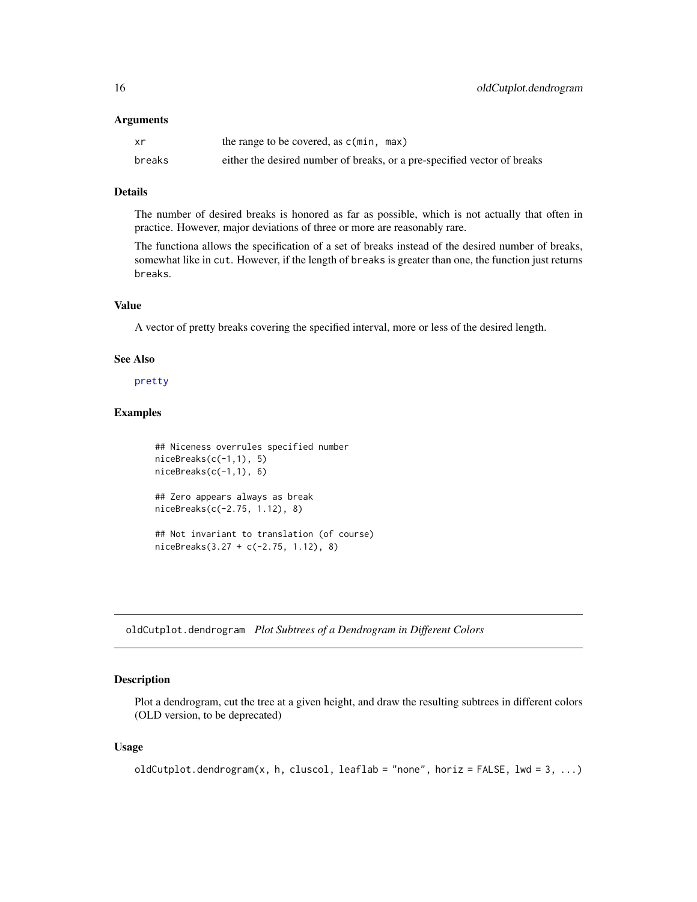### Arguments

| | |
|---|---|
| xr | the range to be covered, as `c(min, max)` |
| breaks | either the desired number of breaks, or a pre-specified vector of breaks |

### Details

The number of desired breaks is honored as far as possible, which is not actually that often in practice. However, major deviations of three or more are reasonably rare.

The functiona allows the specification of a set of breaks instead of the desired number of breaks, somewhat like in `cut`. However, if the length of `breaks` is greater than one, the function just returns `breaks`.

### Value

A vector of pretty breaks covering the specified interval, more or less of the desired length.

### See Also

pretty

### Examples

```
## Niceness overrules specified number
niceBreaks(c(-1,1), 5)
niceBreaks(c(-1,1), 6)

## Zero appears always as break
niceBreaks(c(-2.75, 1.12), 8)

## Not invariant to translation (of course)
niceBreaks(3.27 + c(-2.75, 1.12), 8)
```

---

## oldCutplot.dendrogram *Plot Subtrees of a Dendrogram in Different Colors*

### Description

Plot a dendrogram, cut the tree at a given height, and draw the resulting subtrees in different colors (OLD version, to be deprecated)

### Usage

```
oldCutplot.dendrogram(x, h, cluscol, leaflab = "none", horiz = FALSE, lwd = 3, ...)
```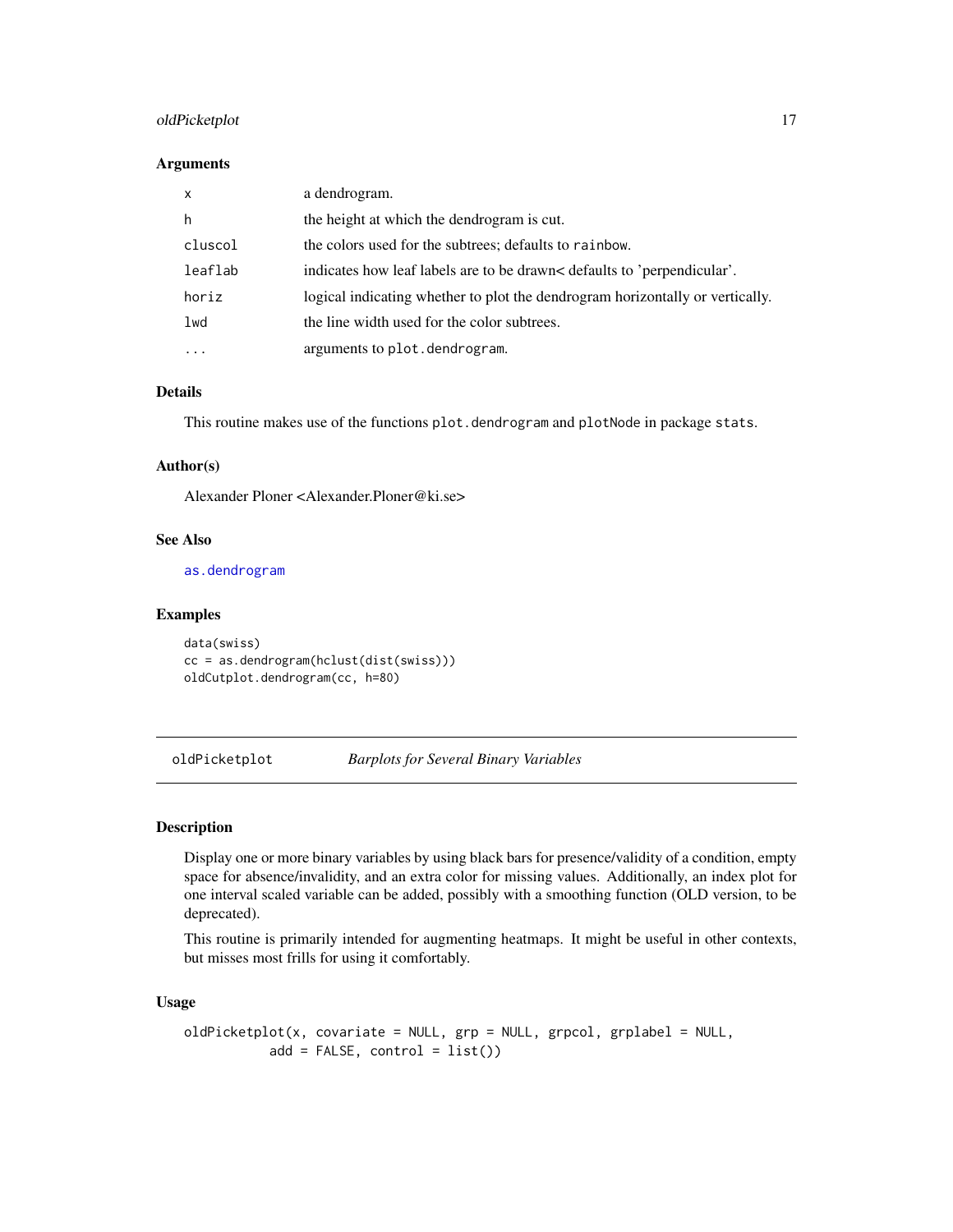### Arguments

| | |
|---|---|
| `x` | a dendrogram. |
| `h` | the height at which the dendrogram is cut. |
| `cluscol` | the colors used for the subtrees; defaults to `rainbow`. |
| `leaflab` | indicates how leaf labels are to be drawn< defaults to 'perpendicular'. |
| `horiz` | logical indicating whether to plot the dendrogram horizontally or vertically. |
| `lwd` | the line width used for the color subtrees. |
| `...` | arguments to `plot.dendrogram`. |

### Details

This routine makes use of the functions `plot.dendrogram` and `plotNode` in package `stats`.

### Author(s)

Alexander Ploner <Alexander.Ploner@ki.se>

### See Also

`as.dendrogram`

### Examples

```
data(swiss)
cc = as.dendrogram(hclust(dist(swiss)))
oldCutplot.dendrogram(cc, h=80)
```

---

## oldPicketplot — *Barplots for Several Binary Variables*

---

### Description

Display one or more binary variables by using black bars for presence/validity of a condition, empty space for absence/invalidity, and an extra color for missing values. Additionally, an index plot for one interval scaled variable can be added, possibly with a smoothing function (OLD version, to be deprecated).

This routine is primarily intended for augmenting heatmaps. It might be useful in other contexts, but misses most frills for using it comfortably.

### Usage

```
oldPicketplot(x, covariate = NULL, grp = NULL, grpcol, grplabel = NULL,
           add = FALSE, control = list())
```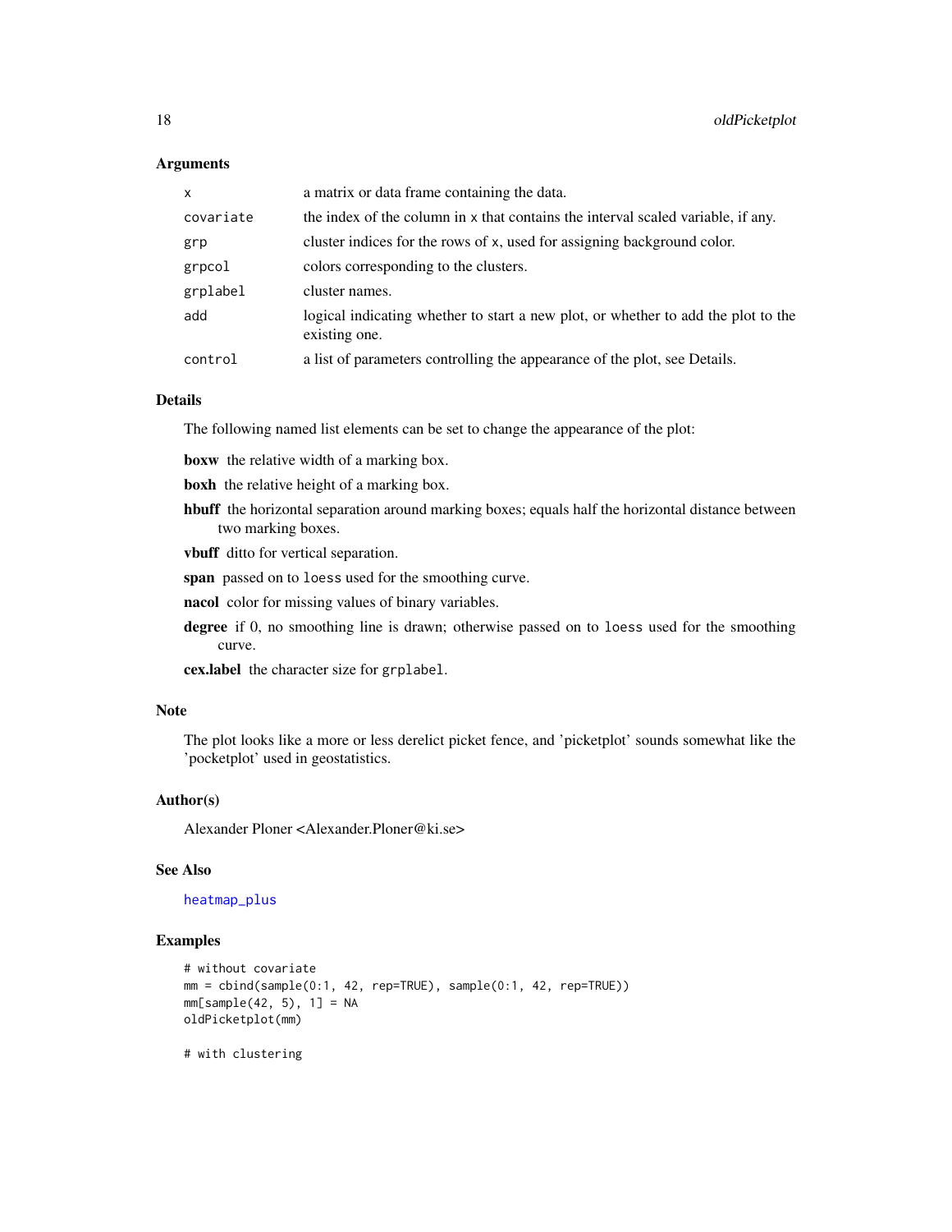## Arguments

| | |
|---|---|
| `x` | a matrix or data frame containing the data. |
| `covariate` | the index of the column in `x` that contains the interval scaled variable, if any. |
| `grp` | cluster indices for the rows of `x`, used for assigning background color. |
| `grpcol` | colors corresponding to the clusters. |
| `grplabel` | cluster names. |
| `add` | logical indicating whether to start a new plot, or whether to add the plot to the existing one. |
| `control` | a list of parameters controlling the appearance of the plot, see Details. |

## Details

The following named list elements can be set to change the appearance of the plot:

**boxw** the relative width of a marking box.

**boxh** the relative height of a marking box.

**hbuff** the horizontal separation around marking boxes; equals half the horizontal distance between two marking boxes.

**vbuff** ditto for vertical separation.

**span** passed on to `loess` used for the smoothing curve.

**nacol** color for missing values of binary variables.

**degree** if 0, no smoothing line is drawn; otherwise passed on to `loess` used for the smoothing curve.

**cex.label** the character size for `grplabel`.

## Note

The plot looks like a more or less derelict picket fence, and 'picketplot' sounds somewhat like the 'pocketplot' used in geostatistics.

## Author(s)

Alexander Ploner <Alexander.Ploner@ki.se>

## See Also

`heatmap_plus`

## Examples

```
# without covariate
mm = cbind(sample(0:1, 42, rep=TRUE), sample(0:1, 42, rep=TRUE))
mm[sample(42, 5), 1] = NA
oldPicketplot(mm)

# with clustering
```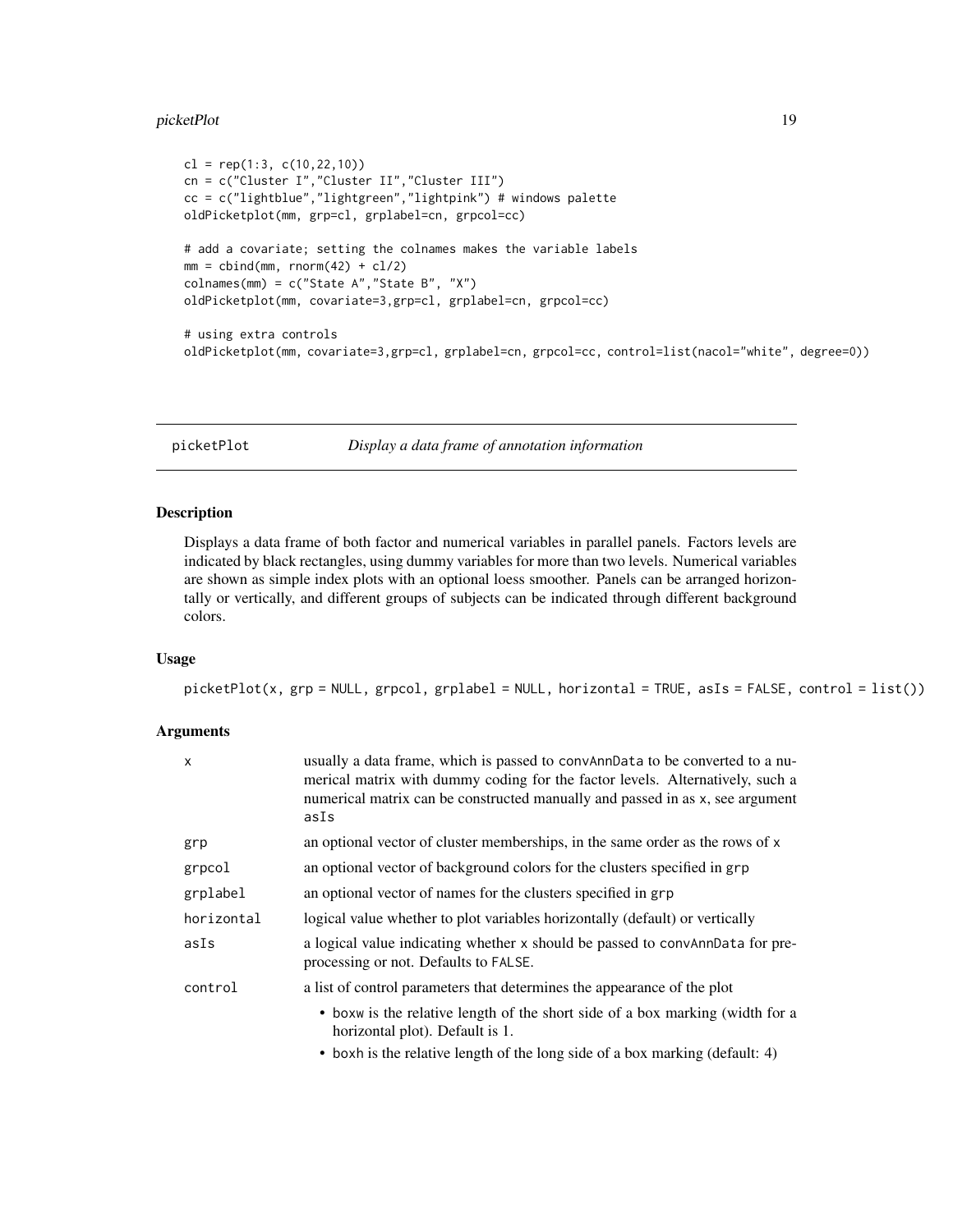```
cl = rep(1:3, c(10,22,10))
cn = c("Cluster I","Cluster II","Cluster III")
cc = c("lightblue","lightgreen","lightpink") # windows palette
oldPicketplot(mm, grp=cl, grplabel=cn, grpcol=cc)

# add a covariate; setting the colnames makes the variable labels
mm = cbind(mm, rnorm(42) + cl/2)
colnames(mm) = c("State A","State B", "X")
oldPicketplot(mm, covariate=3,grp=cl, grplabel=cn, grpcol=cc)

# using extra controls
oldPicketplot(mm, covariate=3,grp=cl, grplabel=cn, grpcol=cc, control=list(nacol="white", degree=0))
```

## picketPlot — *Display a data frame of annotation information*

### Description

Displays a data frame of both factor and numerical variables in parallel panels. Factors levels are indicated by black rectangles, using dummy variables for more than two levels. Numerical variables are shown as simple index plots with an optional loess smoother. Panels can be arranged horizontally or vertically, and different groups of subjects can be indicated through different background colors.

### Usage

```
picketPlot(x, grp = NULL, grpcol, grplabel = NULL, horizontal = TRUE, asIs = FALSE, control = list())
```

### Arguments

| | |
|---|---|
| `x` | usually a data frame, which is passed to `convAnnData` to be converted to a numerical matrix with dummy coding for the factor levels. Alternatively, such a numerical matrix can be constructed manually and passed in as `x`, see argument `asIs` |
| `grp` | an optional vector of cluster memberships, in the same order as the rows of `x` |
| `grpcol` | an optional vector of background colors for the clusters specified in `grp` |
| `grplabel` | an optional vector of names for the clusters specified in `grp` |
| `horizontal` | logical value whether to plot variables horizontally (default) or vertically |
| `asIs` | a logical value indicating whether `x` should be passed to `convAnnData` for pre-processing or not. Defaults to `FALSE`. |
| `control` | a list of control parameters that determines the appearance of the plot<br>• `boxw` is the relative length of the short side of a box marking (width for a horizontal plot). Default is 1.<br>• `boxh` is the relative length of the long side of a box marking (default: 4) |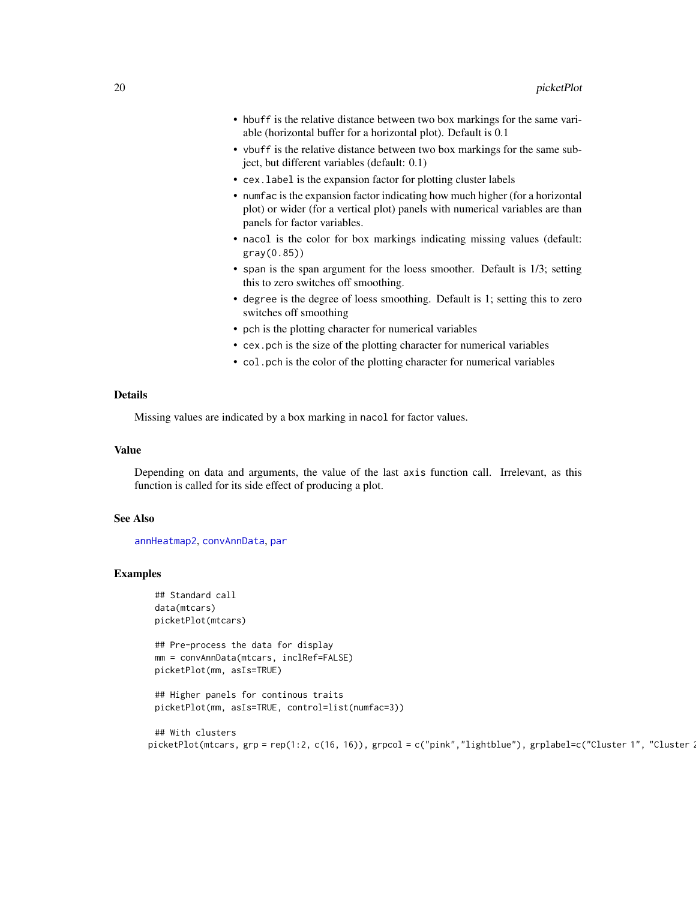- `hbuff` is the relative distance between two box markings for the same variable (horizontal buffer for a horizontal plot). Default is 0.1
- `vbuff` is the relative distance between two box markings for the same subject, but different variables (default: 0.1)
- `cex.label` is the expansion factor for plotting cluster labels
- `numfac` is the expansion factor indicating how much higher (for a horizontal plot) or wider (for a vertical plot) panels with numerical variables are than panels for factor variables.
- `nacol` is the color for box markings indicating missing values (default: `gray(0.85)`)
- `span` is the span argument for the loess smoother. Default is 1/3; setting this to zero switches off smoothing.
- `degree` is the degree of loess smoothing. Default is 1; setting this to zero switches off smoothing
- `pch` is the plotting character for numerical variables
- `cex.pch` is the size of the plotting character for numerical variables
- `col.pch` is the color of the plotting character for numerical variables

## Details

Missing values are indicated by a box marking in `nacol` for factor values.

## Value

Depending on data and arguments, the value of the last `axis` function call. Irrelevant, as this function is called for its side effect of producing a plot.

## See Also

`annHeatmap2`, `convAnnData`, `par`

## Examples

```
## Standard call
data(mtcars)
picketPlot(mtcars)

## Pre-process the data for display
mm = convAnnData(mtcars, inclRef=FALSE)
picketPlot(mm, asIs=TRUE)

## Higher panels for continous traits
picketPlot(mm, asIs=TRUE, control=list(numfac=3))

## With clusters
picketPlot(mtcars, grp = rep(1:2, c(16, 16)), grpcol = c("pink","lightblue"), grplabel=c("Cluster 1", "Cluster 2
```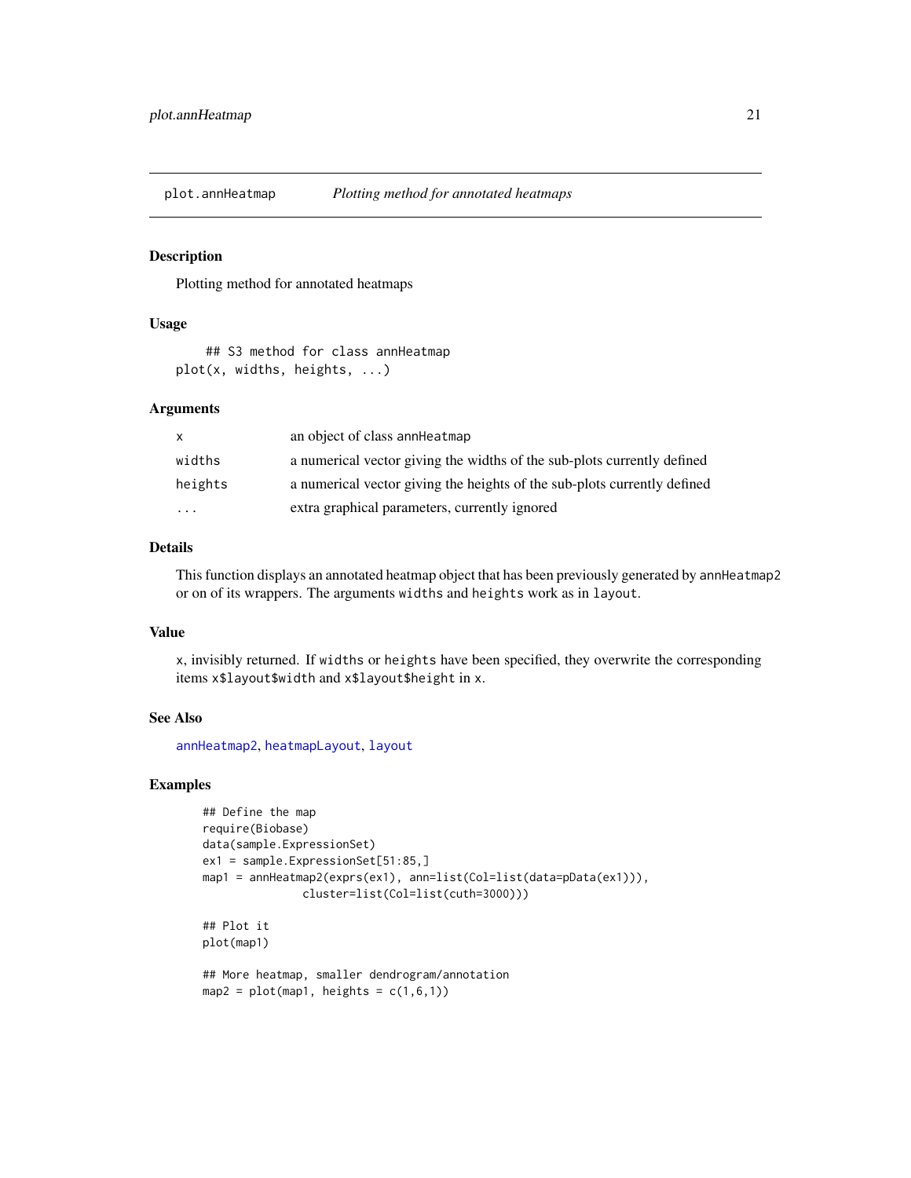plot.annHeatmap *Plotting method for annotated heatmaps*

### Description

Plotting method for annotated heatmaps

### Usage

```
## S3 method for class annHeatmap
plot(x, widths, heights, ...)
```

### Arguments

| | |
|---|---|
| x | an object of class annHeatmap |
| widths | a numerical vector giving the widths of the sub-plots currently defined |
| heights | a numerical vector giving the heights of the sub-plots currently defined |
| ... | extra graphical parameters, currently ignored |

### Details

This function displays an annotated heatmap object that has been previously generated by annHeatmap2 or on of its wrappers. The arguments widths and heights work as in layout.

### Value

x, invisibly returned. If widths or heights have been specified, they overwrite the corresponding items x$layout$width and x$layout$height in x.

### See Also

annHeatmap2, heatmapLayout, layout

### Examples

```
## Define the map
require(Biobase)
data(sample.ExpressionSet)
ex1 = sample.ExpressionSet[51:85,]
map1 = annHeatmap2(exprs(ex1), ann=list(Col=list(data=pData(ex1))),
               cluster=list(Col=list(cuth=3000)))

## Plot it
plot(map1)

## More heatmap, smaller dendrogram/annotation
map2 = plot(map1, heights = c(1,6,1))
```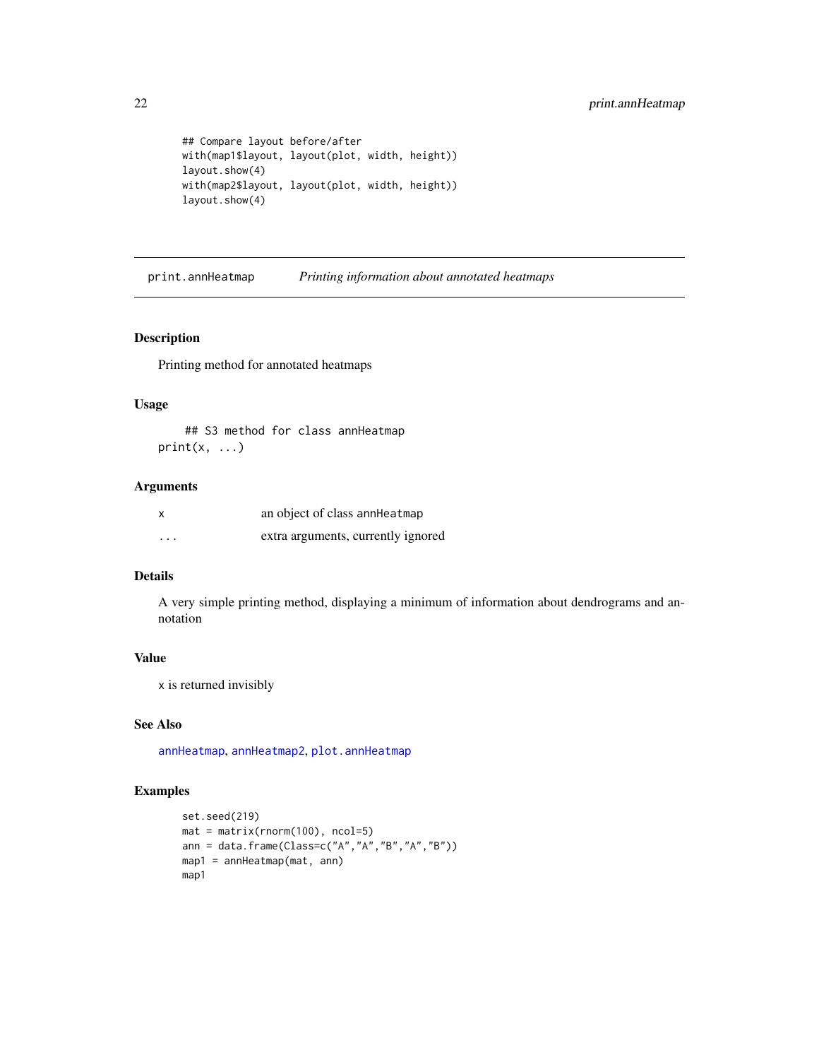```
## Compare layout before/after
with(map1$layout, layout(plot, width, height))
layout.show(4)
with(map2$layout, layout(plot, width, height))
layout.show(4)
```

---

## print.annHeatmap    *Printing information about annotated heatmaps*

---

### Description

Printing method for annotated heatmaps

### Usage

```
## S3 method for class annHeatmap
print(x, ...)
```

### Arguments

| | |
|---|---|
| x | an object of class `annHeatmap` |
| ... | extra arguments, currently ignored |

### Details

A very simple printing method, displaying a minimum of information about dendrograms and annotation

### Value

x is returned invisibly

### See Also

`annHeatmap`, `annHeatmap2`, `plot.annHeatmap`

### Examples

```
set.seed(219)
mat = matrix(rnorm(100), ncol=5)
ann = data.frame(Class=c("A","A","B","A","B"))
map1 = annHeatmap(mat, ann)
map1
```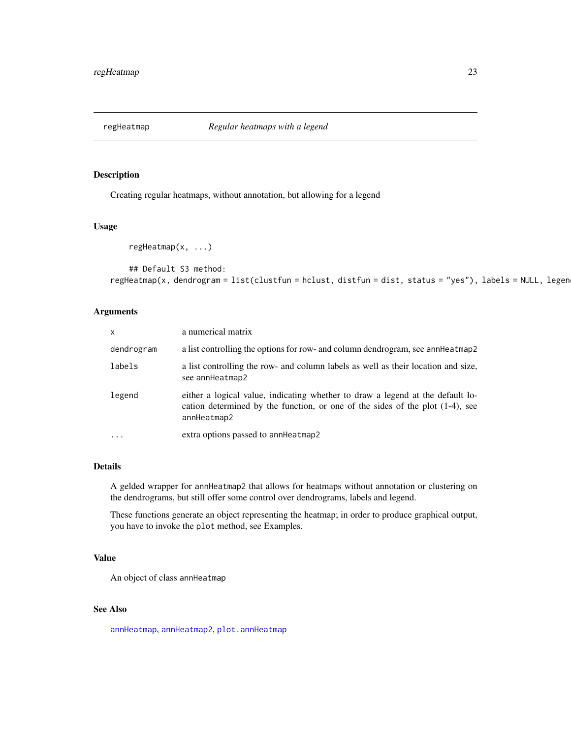regHeatmap *Regular heatmaps with a legend*

## Description

Creating regular heatmaps, without annotation, but allowing for a legend

## Usage

```
regHeatmap(x, ...)

## Default S3 method:
regHeatmap(x, dendrogram = list(clustfun = hclust, distfun = dist, status = "yes"), labels = NULL, legen
```

## Arguments

| | |
|---|---|
| x | a numerical matrix |
| dendrogram | a list controlling the options for row- and column dendrogram, see annHeatmap2 |
| labels | a list controlling the row- and column labels as well as their location and size, see annHeatmap2 |
| legend | either a logical value, indicating whether to draw a legend at the default location determined by the function, or one of the sides of the plot (1-4), see annHeatmap2 |
| ... | extra options passed to annHeatmap2 |

## Details

A gelded wrapper for annHeatmap2 that allows for heatmaps without annotation or clustering on the dendrograms, but still offer some control over dendrograms, labels and legend.

These functions generate an object representing the heatmap; in order to produce graphical output, you have to invoke the plot method, see Examples.

## Value

An object of class annHeatmap

## See Also

annHeatmap, annHeatmap2, plot.annHeatmap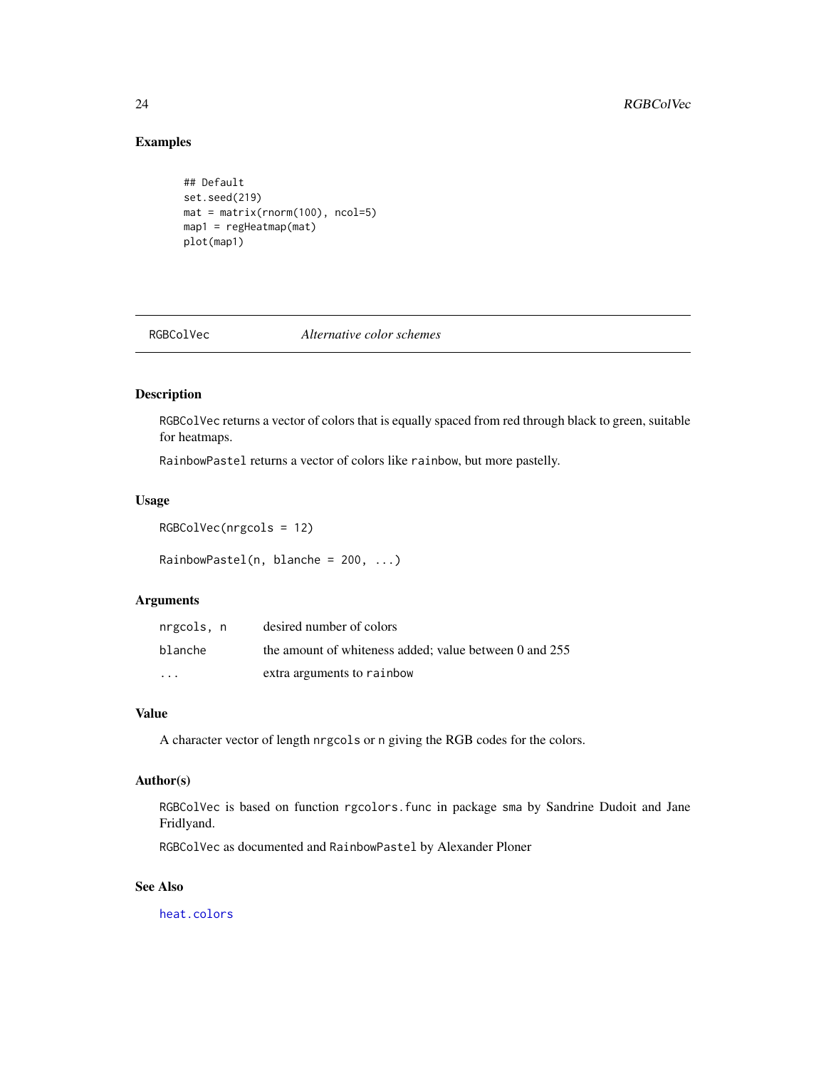### Examples

```
## Default
set.seed(219)
mat = matrix(rnorm(100), ncol=5)
map1 = regHeatmap(mat)
plot(map1)
```

---

## RGBColVec — *Alternative color schemes*

---

### Description

RGBColVec returns a vector of colors that is equally spaced from red through black to green, suitable for heatmaps.

RainbowPastel returns a vector of colors like rainbow, but more pastelly.

### Usage

```
RGBColVec(nrgcols = 12)

RainbowPastel(n, blanche = 200, ...)
```

### Arguments

| | |
|---|---|
| nrgcols, n | desired number of colors |
| blanche | the amount of whiteness added; value between 0 and 255 |
| ... | extra arguments to rainbow |

### Value

A character vector of length nrgcols or n giving the RGB codes for the colors.

### Author(s)

RGBColVec is based on function rgcolors.func in package sma by Sandrine Dudoit and Jane Fridlyand.

RGBColVec as documented and RainbowPastel by Alexander Ploner

### See Also

heat.colors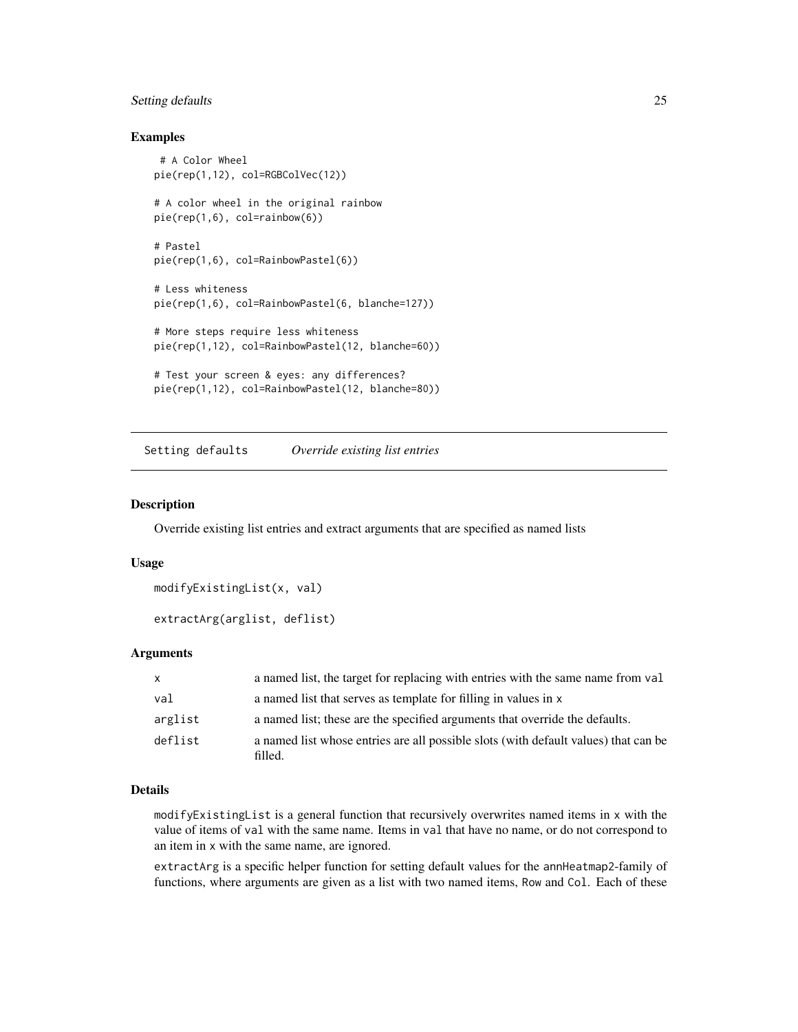### Examples

```
 # A Color Wheel
pie(rep(1,12), col=RGBColVec(12))

# A color wheel in the original rainbow
pie(rep(1,6), col=rainbow(6))

# Pastel
pie(rep(1,6), col=RainbowPastel(6))

# Less whiteness
pie(rep(1,6), col=RainbowPastel(6, blanche=127))

# More steps require less whiteness
pie(rep(1,12), col=RainbowPastel(12, blanche=60))

# Test your screen & eyes: any differences?
pie(rep(1,12), col=RainbowPastel(12, blanche=80))
```

---

## Setting defaults — *Override existing list entries*

---

### Description

Override existing list entries and extract arguments that are specified as named lists

### Usage

```
modifyExistingList(x, val)

extractArg(arglist, deflist)
```

### Arguments

| | |
|---|---|
| `x` | a named list, the target for replacing with entries with the same name from `val` |
| `val` | a named list that serves as template for filling in values in `x` |
| `arglist` | a named list; these are the specified arguments that override the defaults. |
| `deflist` | a named list whose entries are all possible slots (with default values) that can be filled. |

### Details

`modifyExistingList` is a general function that recursively overwrites named items in `x` with the value of items of `val` with the same name. Items in `val` that have no name, or do not correspond to an item in `x` with the same name, are ignored.

`extractArg` is a specific helper function for setting default values for the `annHeatmap2`-family of functions, where arguments are given as a list with two named items, `Row` and `Col`. Each of these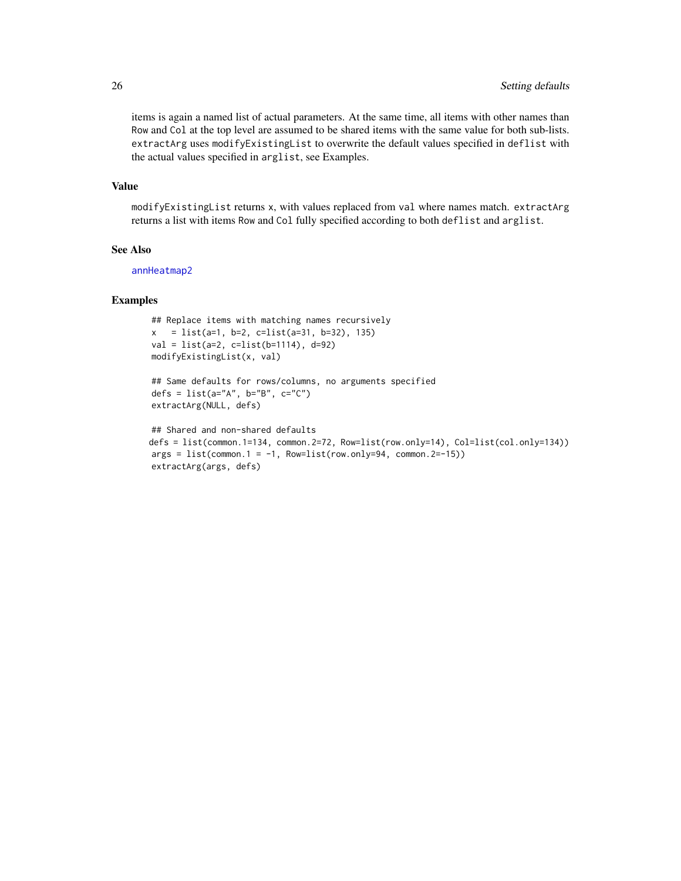items is again a named list of actual parameters. At the same time, all items with other names than Row and Col at the top level are assumed to be shared items with the same value for both sub-lists. extractArg uses modifyExistingList to overwrite the default values specified in deflist with the actual values specified in arglist, see Examples.

### Value

modifyExistingList returns x, with values replaced from val where names match. extractArg returns a list with items Row and Col fully specified according to both deflist and arglist.

### See Also

annHeatmap2

### Examples

```
## Replace items with matching names recursively
x   = list(a=1, b=2, c=list(a=31, b=32), 135)
val = list(a=2, c=list(b=1114), d=92)
modifyExistingList(x, val)

## Same defaults for rows/columns, no arguments specified
defs = list(a="A", b="B", c="C")
extractArg(NULL, defs)

## Shared and non-shared defaults
defs = list(common.1=134, common.2=72, Row=list(row.only=14), Col=list(col.only=134))
args = list(common.1 = -1, Row=list(row.only=94, common.2=-15))
extractArg(args, defs)
```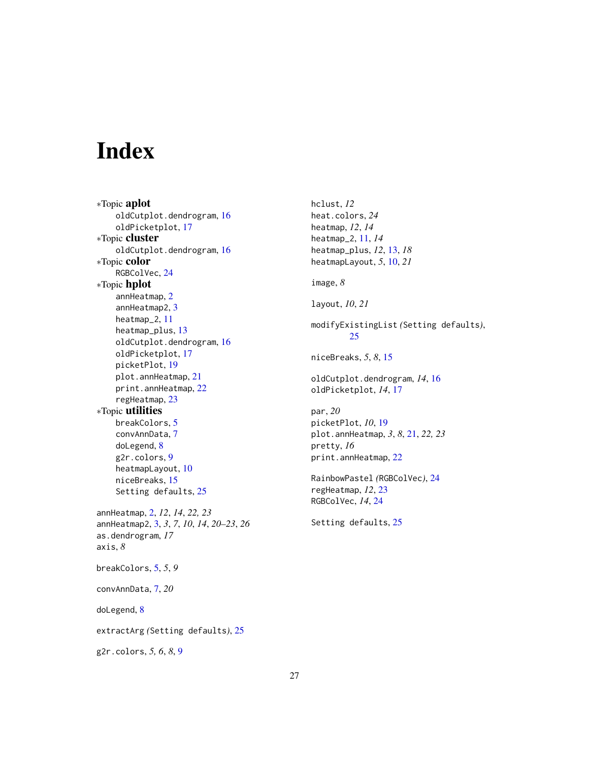# Index

∗Topic **aplot**
  oldCutplot.dendrogram, 16
  oldPicketplot, 17
∗Topic **cluster**
  oldCutplot.dendrogram, 16
∗Topic **color**
  RGBColVec, 24
∗Topic **hplot**
  annHeatmap, 2
  annHeatmap2, 3
  heatmap_2, 11
  heatmap_plus, 13
  oldCutplot.dendrogram, 16
  oldPicketplot, 17
  picketPlot, 19
  plot.annHeatmap, 21
  print.annHeatmap, 22
  regHeatmap, 23
∗Topic **utilities**
  breakColors, 5
  convAnnData, 7
  doLegend, 8
  g2r.colors, 9
  heatmapLayout, 10
  niceBreaks, 15
  Setting defaults, 25

annHeatmap, 2, *12*, *14*, *22, 23*
annHeatmap2, 3, *3*, *7*, *10*, *14*, *20–23*, *26*
as.dendrogram, *17*
axis, *8*

breakColors, 5, *5*, *9*

convAnnData, 7, *20*

doLegend, 8

extractArg *(*Setting defaults*)*, 25

g2r.colors, *5, 6*, *8*, 9

hclust, *12*
heat.colors, *24*
heatmap, *12*, *14*
heatmap_2, 11, *14*
heatmap_plus, *12*, 13, *18*
heatmapLayout, *5*, 10, *21*

image, *8*

layout, *10*, *21*

modifyExistingList *(*Setting defaults*)*, 25

niceBreaks, *5*, *8*, 15

oldCutplot.dendrogram, *14*, 16
oldPicketplot, *14*, 17

par, *20*
picketPlot, *10*, 19
plot.annHeatmap, *3*, *8*, 21, *22, 23*
pretty, *16*
print.annHeatmap, 22

RainbowPastel *(*RGBColVec*)*, 24
regHeatmap, *12*, 23
RGBColVec, *14*, 24

Setting defaults, 25